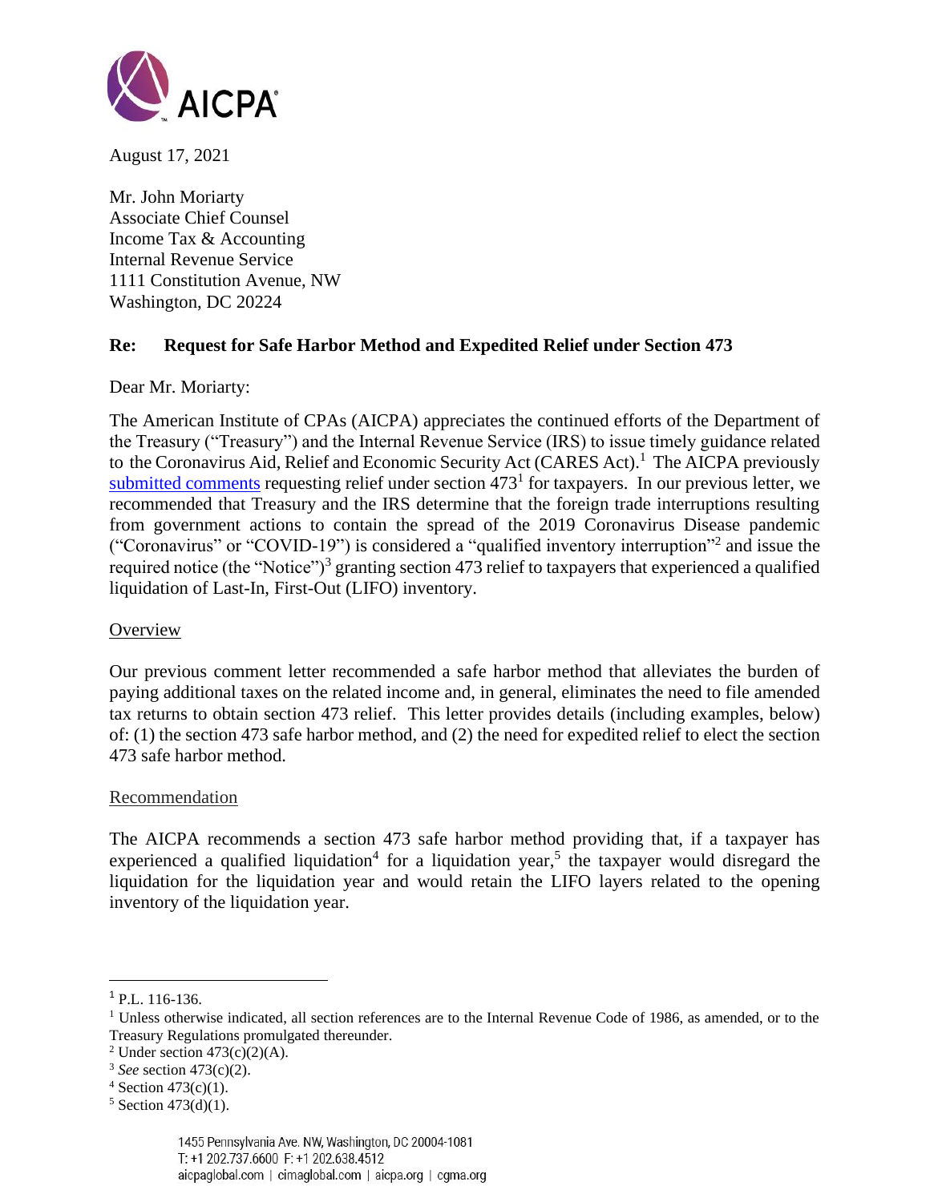August 17, 2021

Mr. John Moriarty
Associate Chief Counsel
Income Tax & Accounting
Internal Revenue Service
1111 Constitution Avenue, NW
Washington, DC 20224

**Re: Request for Safe Harbor Method and Expedited Relief under Section 473**

Dear Mr. Moriarty:

The American Institute of CPAs (AICPA) appreciates the continued efforts of the Department of the Treasury ("Treasury") and the Internal Revenue Service (IRS) to issue timely guidance related to the Coronavirus Aid, Relief and Economic Security Act (CARES Act).[1] The AICPA previously submitted comments requesting relief under section 473[1] for taxpayers. In our previous letter, we recommended that Treasury and the IRS determine that the foreign trade interruptions resulting from government actions to contain the spread of the 2019 Coronavirus Disease pandemic ("Coronavirus" or "COVID-19") is considered a "qualified inventory interruption"[2] and issue the required notice (the "Notice")[3] granting section 473 relief to taxpayers that experienced a qualified liquidation of Last-In, First-Out (LIFO) inventory.

Overview

Our previous comment letter recommended a safe harbor method that alleviates the burden of paying additional taxes on the related income and, in general, eliminates the need to file amended tax returns to obtain section 473 relief. This letter provides details (including examples, below) of: (1) the section 473 safe harbor method, and (2) the need for expedited relief to elect the section 473 safe harbor method.

Recommendation

The AICPA recommends a section 473 safe harbor method providing that, if a taxpayer has experienced a qualified liquidation[4] for a liquidation year,[5] the taxpayer would disregard the liquidation for the liquidation year and would retain the LIFO layers related to the opening inventory of the liquidation year.

---

[1] P.L. 116-136.

[1] Unless otherwise indicated, all section references are to the Internal Revenue Code of 1986, as amended, or to the Treasury Regulations promulgated thereunder.

[2] Under section 473(c)(2)(A).

[3] *See* section 473(c)(2).

[4] Section 473(c)(1).

[5] Section 473(d)(1).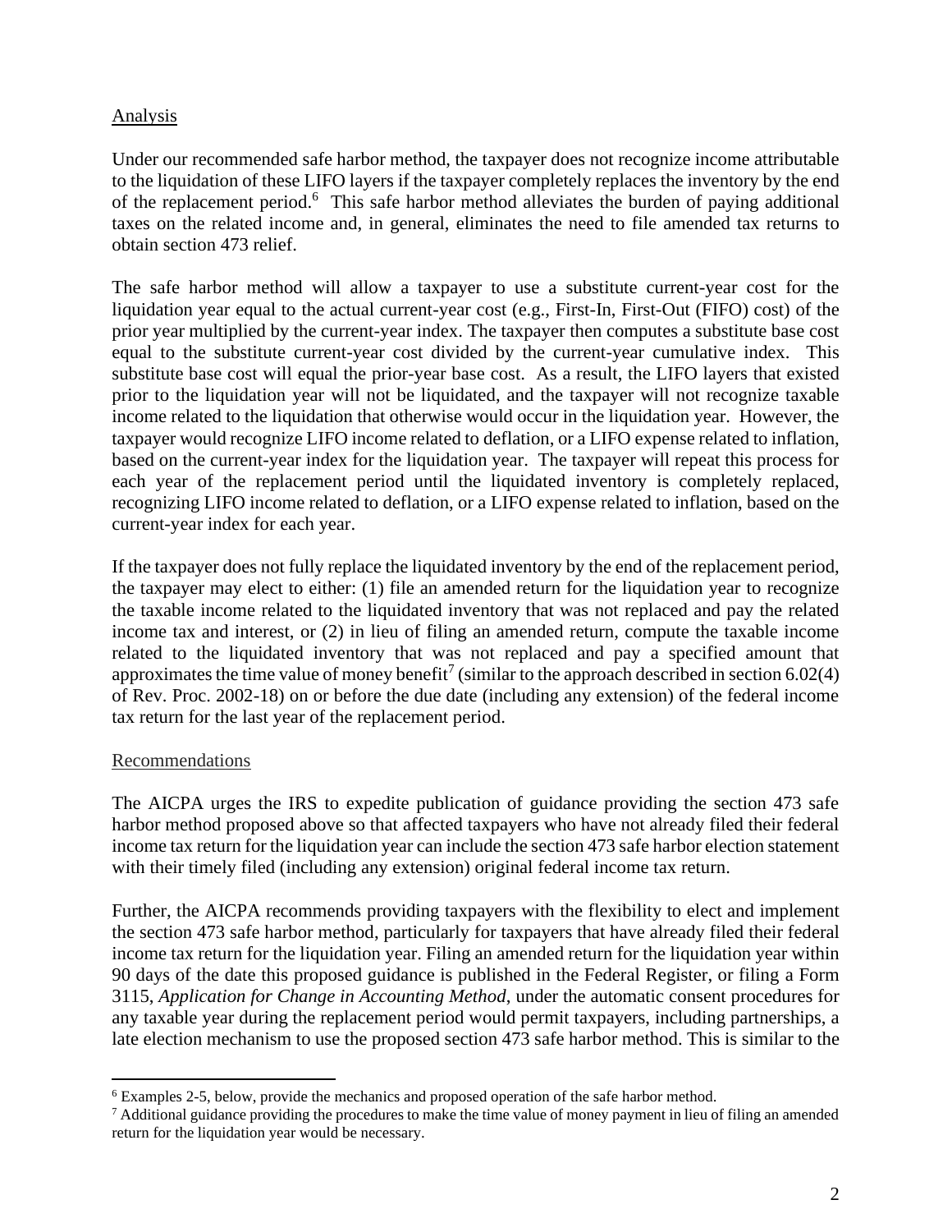Analysis

Under our recommended safe harbor method, the taxpayer does not recognize income attributable to the liquidation of these LIFO layers if the taxpayer completely replaces the inventory by the end of the replacement period.[6] This safe harbor method alleviates the burden of paying additional taxes on the related income and, in general, eliminates the need to file amended tax returns to obtain section 473 relief.

The safe harbor method will allow a taxpayer to use a substitute current-year cost for the liquidation year equal to the actual current-year cost (e.g., First-In, First-Out (FIFO) cost) of the prior year multiplied by the current-year index. The taxpayer then computes a substitute base cost equal to the substitute current-year cost divided by the current-year cumulative index. This substitute base cost will equal the prior-year base cost. As a result, the LIFO layers that existed prior to the liquidation year will not be liquidated, and the taxpayer will not recognize taxable income related to the liquidation that otherwise would occur in the liquidation year. However, the taxpayer would recognize LIFO income related to deflation, or a LIFO expense related to inflation, based on the current-year index for the liquidation year. The taxpayer will repeat this process for each year of the replacement period until the liquidated inventory is completely replaced, recognizing LIFO income related to deflation, or a LIFO expense related to inflation, based on the current-year index for each year.

If the taxpayer does not fully replace the liquidated inventory by the end of the replacement period, the taxpayer may elect to either: (1) file an amended return for the liquidation year to recognize the taxable income related to the liquidated inventory that was not replaced and pay the related income tax and interest, or (2) in lieu of filing an amended return, compute the taxable income related to the liquidated inventory that was not replaced and pay a specified amount that approximates the time value of money benefit[7] (similar to the approach described in section 6.02(4) of Rev. Proc. 2002-18) on or before the due date (including any extension) of the federal income tax return for the last year of the replacement period.

Recommendations

The AICPA urges the IRS to expedite publication of guidance providing the section 473 safe harbor method proposed above so that affected taxpayers who have not already filed their federal income tax return for the liquidation year can include the section 473 safe harbor election statement with their timely filed (including any extension) original federal income tax return.

Further, the AICPA recommends providing taxpayers with the flexibility to elect and implement the section 473 safe harbor method, particularly for taxpayers that have already filed their federal income tax return for the liquidation year. Filing an amended return for the liquidation year within 90 days of the date this proposed guidance is published in the Federal Register, or filing a Form 3115, *Application for Change in Accounting Method*, under the automatic consent procedures for any taxable year during the replacement period would permit taxpayers, including partnerships, a late election mechanism to use the proposed section 473 safe harbor method. This is similar to the

---

[6] Examples 2-5, below, provide the mechanics and proposed operation of the safe harbor method.

[7] Additional guidance providing the procedures to make the time value of money payment in lieu of filing an amended return for the liquidation year would be necessary.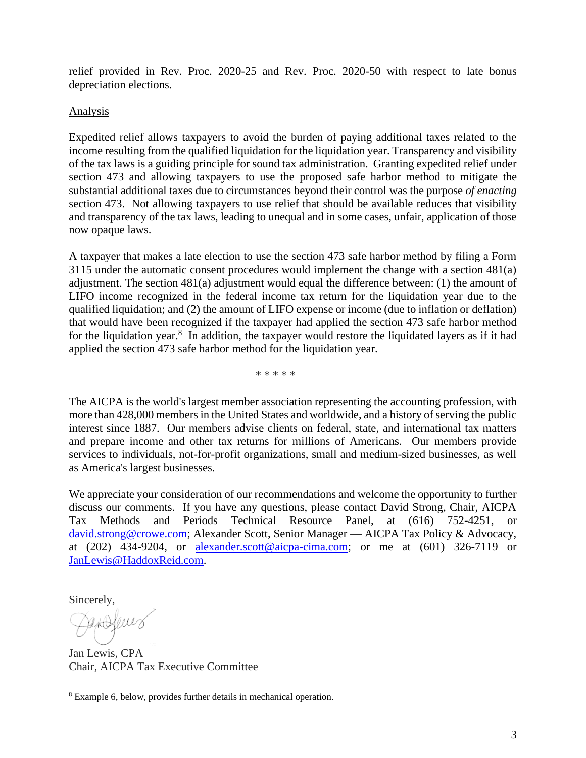relief provided in Rev. Proc. 2020-25 and Rev. Proc. 2020-50 with respect to late bonus depreciation elections.

Analysis

Expedited relief allows taxpayers to avoid the burden of paying additional taxes related to the income resulting from the qualified liquidation for the liquidation year. Transparency and visibility of the tax laws is a guiding principle for sound tax administration. Granting expedited relief under section 473 and allowing taxpayers to use the proposed safe harbor method to mitigate the substantial additional taxes due to circumstances beyond their control was the purpose *of enacting* section 473. Not allowing taxpayers to use relief that should be available reduces that visibility and transparency of the tax laws, leading to unequal and in some cases, unfair, application of those now opaque laws.

A taxpayer that makes a late election to use the section 473 safe harbor method by filing a Form 3115 under the automatic consent procedures would implement the change with a section 481(a) adjustment. The section 481(a) adjustment would equal the difference between: (1) the amount of LIFO income recognized in the federal income tax return for the liquidation year due to the qualified liquidation; and (2) the amount of LIFO expense or income (due to inflation or deflation) that would have been recognized if the taxpayer had applied the section 473 safe harbor method for the liquidation year.[8] In addition, the taxpayer would restore the liquidated layers as if it had applied the section 473 safe harbor method for the liquidation year.

* * * * *

The AICPA is the world's largest member association representing the accounting profession, with more than 428,000 members in the United States and worldwide, and a history of serving the public interest since 1887. Our members advise clients on federal, state, and international tax matters and prepare income and other tax returns for millions of Americans. Our members provide services to individuals, not-for-profit organizations, small and medium-sized businesses, as well as America's largest businesses.

We appreciate your consideration of our recommendations and welcome the opportunity to further discuss our comments. If you have any questions, please contact David Strong, Chair, AICPA Tax Methods and Periods Technical Resource Panel, at (616) 752-4251, or david.strong@crowe.com; Alexander Scott, Senior Manager — AICPA Tax Policy & Advocacy, at (202) 434-9204, or alexander.scott@aicpa-cima.com; or me at (601) 326-7119 or JanLewis@HaddoxReid.com.

Sincerely,

Jan Lewis, CPA
Chair, AICPA Tax Executive Committee

---

[8] Example 6, below, provides further details in mechanical operation.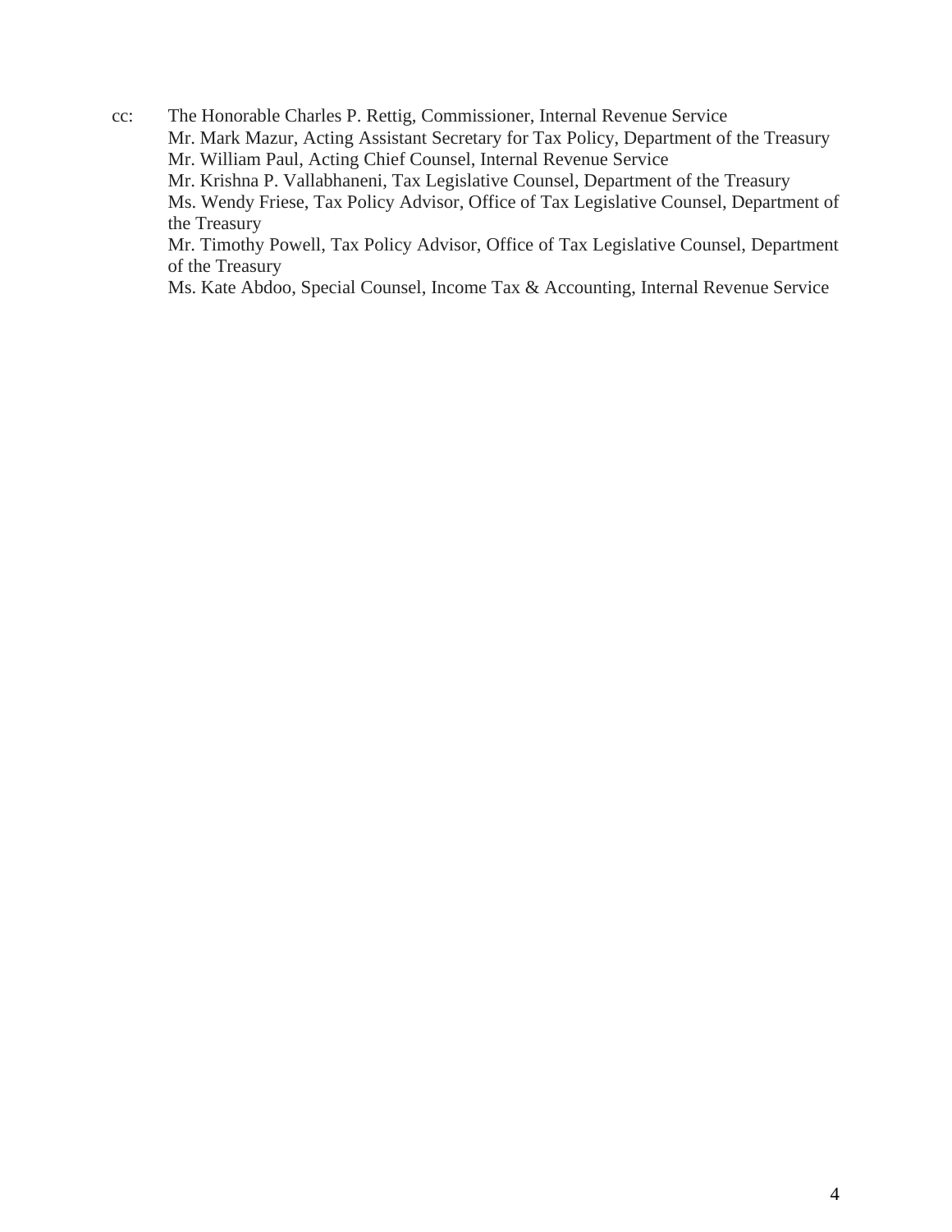cc: The Honorable Charles P. Rettig, Commissioner, Internal Revenue Service
Mr. Mark Mazur, Acting Assistant Secretary for Tax Policy, Department of the Treasury
Mr. William Paul, Acting Chief Counsel, Internal Revenue Service
Mr. Krishna P. Vallabhaneni, Tax Legislative Counsel, Department of the Treasury
Ms. Wendy Friese, Tax Policy Advisor, Office of Tax Legislative Counsel, Department of the Treasury
Mr. Timothy Powell, Tax Policy Advisor, Office of Tax Legislative Counsel, Department of the Treasury
Ms. Kate Abdoo, Special Counsel, Income Tax & Accounting, Internal Revenue Service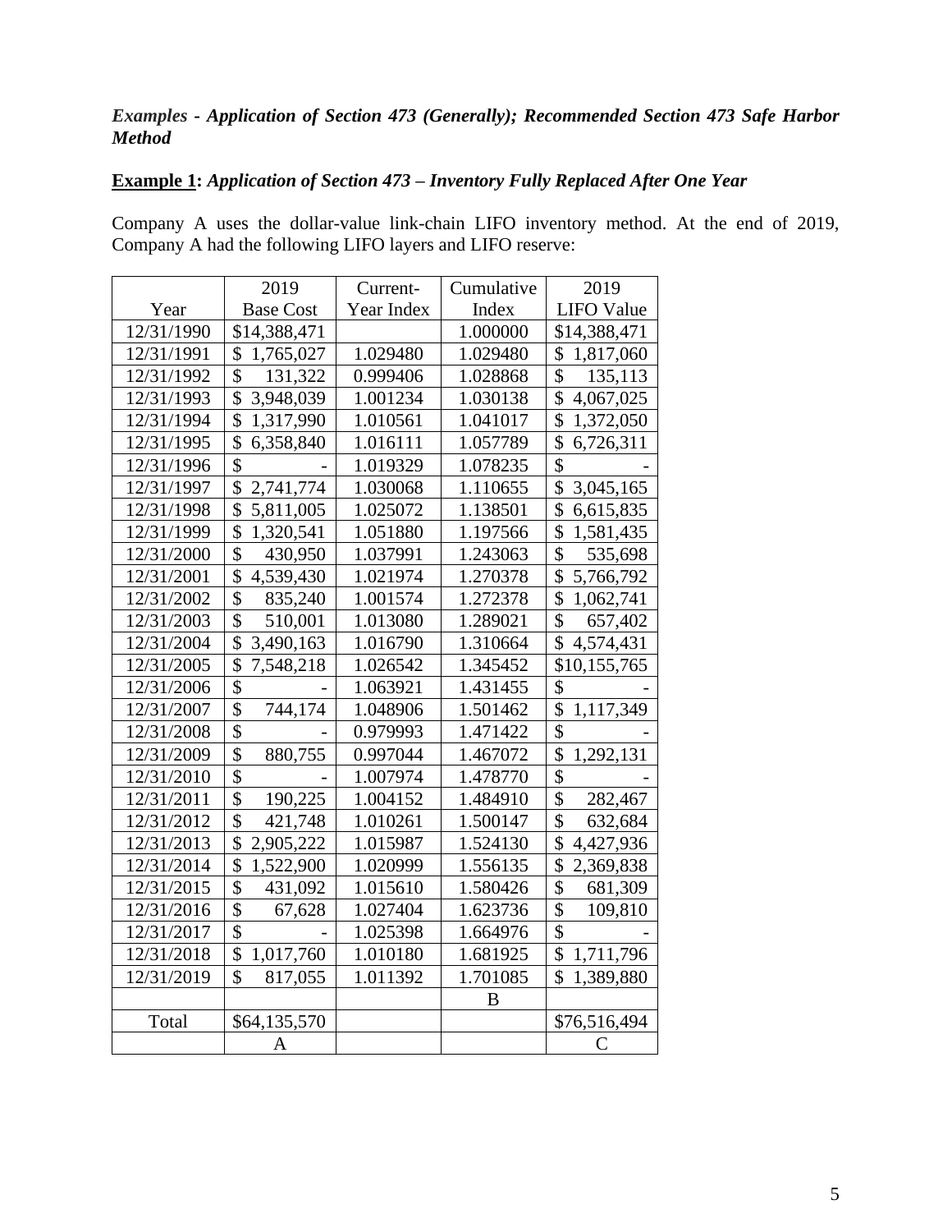*Examples - **Application of Section 473 (Generally); Recommended Section 473 Safe Harbor Method***

**<u>Example 1</u>:** ***Application of Section 473 – Inventory Fully Replaced After One Year***

Company A uses the dollar-value link-chain LIFO inventory method. At the end of 2019, Company A had the following LIFO layers and LIFO reserve:

| Year | 2019 Base Cost | Current-Year Index | Cumulative Index | 2019 LIFO Value |
|---|---|---|---|---|
| 12/31/1990 | $14,388,471 | | 1.000000 | $14,388,471 |
| 12/31/1991 | $ 1,765,027 | 1.029480 | 1.029480 | $ 1,817,060 |
| 12/31/1992 | $ 131,322 | 0.999406 | 1.028868 | $ 135,113 |
| 12/31/1993 | $ 3,948,039 | 1.001234 | 1.030138 | $ 4,067,025 |
| 12/31/1994 | $ 1,317,990 | 1.010561 | 1.041017 | $ 1,372,050 |
| 12/31/1995 | $ 6,358,840 | 1.016111 | 1.057789 | $ 6,726,311 |
| 12/31/1996 | $ - | 1.019329 | 1.078235 | $ - |
| 12/31/1997 | $ 2,741,774 | 1.030068 | 1.110655 | $ 3,045,165 |
| 12/31/1998 | $ 5,811,005 | 1.025072 | 1.138501 | $ 6,615,835 |
| 12/31/1999 | $ 1,320,541 | 1.051880 | 1.197566 | $ 1,581,435 |
| 12/31/2000 | $ 430,950 | 1.037991 | 1.243063 | $ 535,698 |
| 12/31/2001 | $ 4,539,430 | 1.021974 | 1.270378 | $ 5,766,792 |
| 12/31/2002 | $ 835,240 | 1.001574 | 1.272378 | $ 1,062,741 |
| 12/31/2003 | $ 510,001 | 1.013080 | 1.289021 | $ 657,402 |
| 12/31/2004 | $ 3,490,163 | 1.016790 | 1.310664 | $ 4,574,431 |
| 12/31/2005 | $ 7,548,218 | 1.026542 | 1.345452 | $10,155,765 |
| 12/31/2006 | $ - | 1.063921 | 1.431455 | $ - |
| 12/31/2007 | $ 744,174 | 1.048906 | 1.501462 | $ 1,117,349 |
| 12/31/2008 | $ - | 0.979993 | 1.471422 | $ - |
| 12/31/2009 | $ 880,755 | 0.997044 | 1.467072 | $ 1,292,131 |
| 12/31/2010 | $ - | 1.007974 | 1.478770 | $ - |
| 12/31/2011 | $ 190,225 | 1.004152 | 1.484910 | $ 282,467 |
| 12/31/2012 | $ 421,748 | 1.010261 | 1.500147 | $ 632,684 |
| 12/31/2013 | $ 2,905,222 | 1.015987 | 1.524130 | $ 4,427,936 |
| 12/31/2014 | $ 1,522,900 | 1.020999 | 1.556135 | $ 2,369,838 |
| 12/31/2015 | $ 431,092 | 1.015610 | 1.580426 | $ 681,309 |
| 12/31/2016 | $ 67,628 | 1.027404 | 1.623736 | $ 109,810 |
| 12/31/2017 | $ - | 1.025398 | 1.664976 | $ - |
| 12/31/2018 | $ 1,017,760 | 1.010180 | 1.681925 | $ 1,711,796 |
| 12/31/2019 | $ 817,055 | 1.011392 | 1.701085 | $ 1,389,880 |
| | | | B | |
| Total | $64,135,570 | | | $76,516,494 |
| | A | | | C |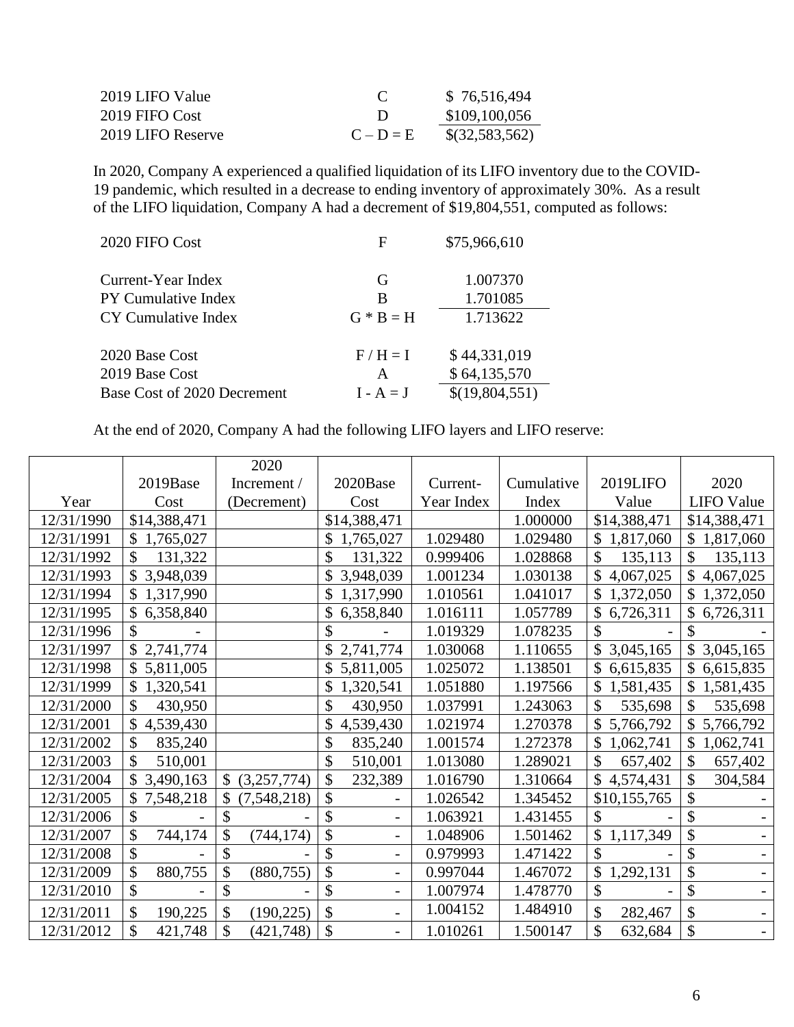| | | |
|---|---|---|
| 2019 LIFO Value | C | $ 76,516,494 |
| 2019 FIFO Cost | D | $109,100,056 |
| 2019 LIFO Reserve | C – D = E | $(32,583,562) |

In 2020, Company A experienced a qualified liquidation of its LIFO inventory due to the COVID-19 pandemic, which resulted in a decrease to ending inventory of approximately 30%. As a result of the LIFO liquidation, Company A had a decrement of $19,804,551, computed as follows:

| | | |
|---|---|---|
| 2020 FIFO Cost | F | $75,966,610 |
| | | |
| Current-Year Index | G | 1.007370 |
| PY Cumulative Index | B | 1.701085 |
| CY Cumulative Index | G * B = H | 1.713622 |
| | | |
| 2020 Base Cost | F / H = I | $ 44,331,019 |
| 2019 Base Cost | A | $ 64,135,570 |
| Base Cost of 2020 Decrement | I - A = J | $(19,804,551) |

At the end of 2020, Company A had the following LIFO layers and LIFO reserve:

| Year | 2019Base Cost | 2020 Increment / (Decrement) | 2020Base Cost | Current-Year Index | Cumulative Index | 2019LIFO Value | 2020 LIFO Value |
|---|---|---|---|---|---|---|---|
| 12/31/1990 | $14,388,471 | | $14,388,471 | | 1.000000 | $14,388,471 | $14,388,471 |
| 12/31/1991 | $ 1,765,027 | | $ 1,765,027 | 1.029480 | 1.029480 | $ 1,817,060 | $ 1,817,060 |
| 12/31/1992 | $ 131,322 | | $ 131,322 | 0.999406 | 1.028868 | $ 135,113 | $ 135,113 |
| 12/31/1993 | $ 3,948,039 | | $ 3,948,039 | 1.001234 | 1.030138 | $ 4,067,025 | $ 4,067,025 |
| 12/31/1994 | $ 1,317,990 | | $ 1,317,990 | 1.010561 | 1.041017 | $ 1,372,050 | $ 1,372,050 |
| 12/31/1995 | $ 6,358,840 | | $ 6,358,840 | 1.016111 | 1.057789 | $ 6,726,311 | $ 6,726,311 |
| 12/31/1996 | $ - | | $ - | 1.019329 | 1.078235 | $ - | $ - |
| 12/31/1997 | $ 2,741,774 | | $ 2,741,774 | 1.030068 | 1.110655 | $ 3,045,165 | $ 3,045,165 |
| 12/31/1998 | $ 5,811,005 | | $ 5,811,005 | 1.025072 | 1.138501 | $ 6,615,835 | $ 6,615,835 |
| 12/31/1999 | $ 1,320,541 | | $ 1,320,541 | 1.051880 | 1.197566 | $ 1,581,435 | $ 1,581,435 |
| 12/31/2000 | $ 430,950 | | $ 430,950 | 1.037991 | 1.243063 | $ 535,698 | $ 535,698 |
| 12/31/2001 | $ 4,539,430 | | $ 4,539,430 | 1.021974 | 1.270378 | $ 5,766,792 | $ 5,766,792 |
| 12/31/2002 | $ 835,240 | | $ 835,240 | 1.001574 | 1.272378 | $ 1,062,741 | $ 1,062,741 |
| 12/31/2003 | $ 510,001 | | $ 510,001 | 1.013080 | 1.289021 | $ 657,402 | $ 657,402 |
| 12/31/2004 | $ 3,490,163 | $ (3,257,774) | $ 232,389 | 1.016790 | 1.310664 | $ 4,574,431 | $ 304,584 |
| 12/31/2005 | $ 7,548,218 | $ (7,548,218) | $ - | 1.026542 | 1.345452 | $10,155,765 | $ - |
| 12/31/2006 | $ - | $ - | $ - | 1.063921 | 1.431455 | $ - | $ - |
| 12/31/2007 | $ 744,174 | $ (744,174) | $ - | 1.048906 | 1.501462 | $ 1,117,349 | $ - |
| 12/31/2008 | $ - | $ - | $ - | 0.979993 | 1.471422 | $ - | $ - |
| 12/31/2009 | $ 880,755 | $ (880,755) | $ - | 0.997044 | 1.467072 | $ 1,292,131 | $ - |
| 12/31/2010 | $ - | $ - | $ - | 1.007974 | 1.478770 | $ - | $ - |
| 12/31/2011 | $ 190,225 | $ (190,225) | $ - | 1.004152 | 1.484910 | $ 282,467 | $ - |
| 12/31/2012 | $ 421,748 | $ (421,748) | $ - | 1.010261 | 1.500147 | $ 632,684 | $ - |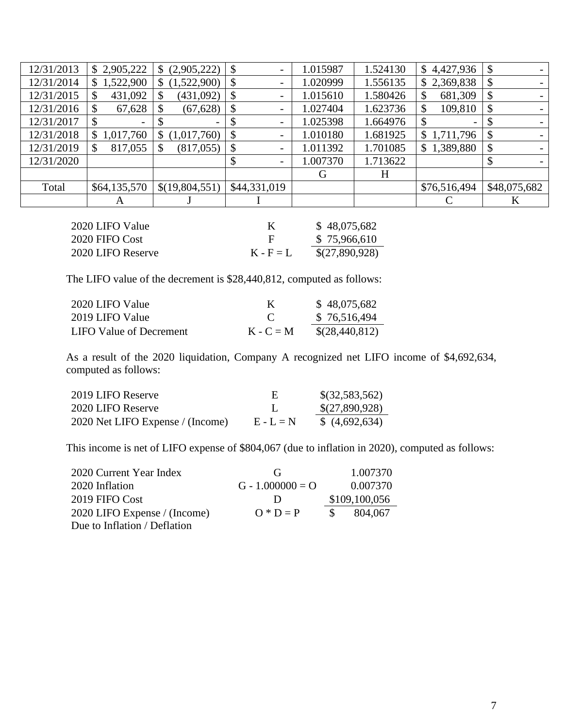| | | | | | | | |
|---|---|---|---|---|---|---|---|
| 12/31/2013 | $ 2,905,222 | $ (2,905,222) | $ - | 1.015987 | 1.524130 | $ 4,427,936 | $ - |
| 12/31/2014 | $ 1,522,900 | $ (1,522,900) | $ - | 1.020999 | 1.556135 | $ 2,369,838 | $ - |
| 12/31/2015 | $ 431,092 | $ (431,092) | $ - | 1.015610 | 1.580426 | $ 681,309 | $ - |
| 12/31/2016 | $ 67,628 | $ (67,628) | $ - | 1.027404 | 1.623736 | $ 109,810 | $ - |
| 12/31/2017 | $ - | $ - | $ - | 1.025398 | 1.664976 | $ - | $ - |
| 12/31/2018 | $ 1,017,760 | $ (1,017,760) | $ - | 1.010180 | 1.681925 | $ 1,711,796 | $ - |
| 12/31/2019 | $ 817,055 | $ (817,055) | $ - | 1.011392 | 1.701085 | $ 1,389,880 | $ - |
| 12/31/2020 | | | $ - | 1.007370 | 1.713622 | | $ - |
| | | | | G | H | | |
| Total | $64,135,570 | $(19,804,551) | $44,331,019 | | | $76,516,494 | $48,075,682 |
| | A | J | I | | | C | K |

| | | |
|---|---|---|
| 2020 LIFO Value | K | $ 48,075,682 |
| 2020 FIFO Cost | F | $ 75,966,610 |
| 2020 LIFO Reserve | K - F = L | $(27,890,928) |

The LIFO value of the decrement is $28,440,812, computed as follows:

| | | |
|---|---|---|
| 2020 LIFO Value | K | $ 48,075,682 |
| 2019 LIFO Value | C | $ 76,516,494 |
| LIFO Value of Decrement | K - C = M | $(28,440,812) |

As a result of the 2020 liquidation, Company A recognized net LIFO income of $4,692,634, computed as follows:

| | | |
|---|---|---|
| 2019 LIFO Reserve | E | $(32,583,562) |
| 2020 LIFO Reserve | L | $(27,890,928) |
| 2020 Net LIFO Expense / (Income) | E - L = N | $ (4,692,634) |

This income is net of LIFO expense of $804,067 (due to inflation in 2020), computed as follows:

| | | |
|---|---|---|
| 2020 Current Year Index | G | 1.007370 |
| 2020 Inflation | G - 1.000000 = O | 0.007370 |
| 2019 FIFO Cost | D | $109,100,056 |
| 2020 LIFO Expense / (Income) Due to Inflation / Deflation | O * D = P | $ 804,067 |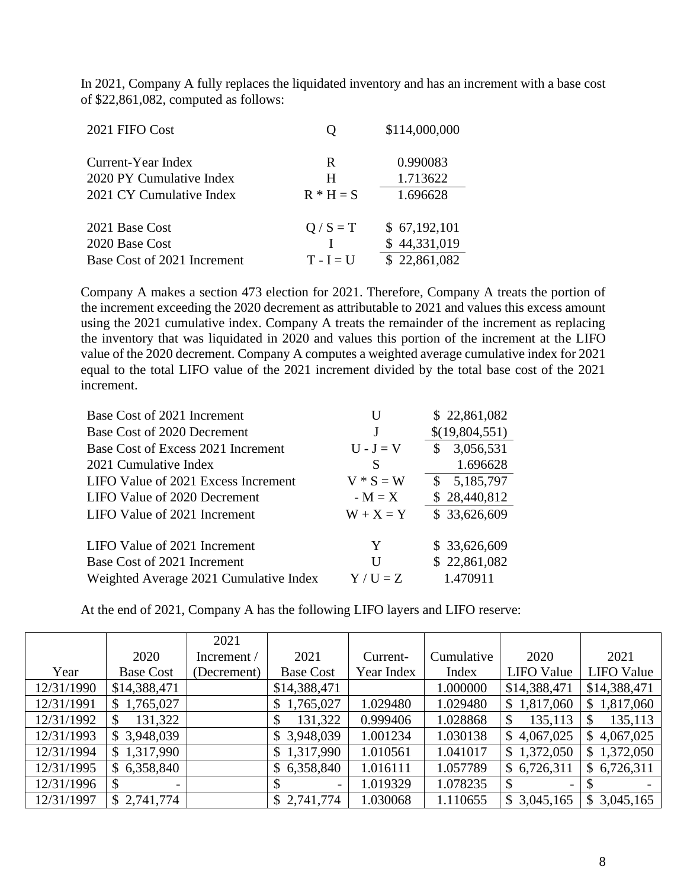In 2021, Company A fully replaces the liquidated inventory and has an increment with a base cost of $22,861,082, computed as follows:

| | | |
|---|---|---|
| 2021 FIFO Cost | Q | $114,000,000 |
| | | |
| Current-Year Index | R | 0.990083 |
| 2020 PY Cumulative Index | H | 1.713622 |
| 2021 CY Cumulative Index | R * H = S | 1.696628 |
| | | |
| 2021 Base Cost | Q / S = T | $ 67,192,101 |
| 2020 Base Cost | I | $ 44,331,019 |
| Base Cost of 2021 Increment | T - I = U | $ 22,861,082 |

Company A makes a section 473 election for 2021. Therefore, Company A treats the portion of the increment exceeding the 2020 decrement as attributable to 2021 and values this excess amount using the 2021 cumulative index. Company A treats the remainder of the increment as replacing the inventory that was liquidated in 2020 and values this portion of the increment at the LIFO value of the 2020 decrement. Company A computes a weighted average cumulative index for 2021 equal to the total LIFO value of the 2021 increment divided by the total base cost of the 2021 increment.

| | | |
|---|---|---|
| Base Cost of 2021 Increment | U | $ 22,861,082 |
| Base Cost of 2020 Decrement | J | $(19,804,551) |
| Base Cost of Excess 2021 Increment | U - J = V | $ 3,056,531 |
| 2021 Cumulative Index | S | 1.696628 |
| LIFO Value of 2021 Excess Increment | V * S = W | $ 5,185,797 |
| LIFO Value of 2020 Decrement | - M = X | $ 28,440,812 |
| LIFO Value of 2021 Increment | W + X = Y | $ 33,626,609 |
| | | |
| LIFO Value of 2021 Increment | Y | $ 33,626,609 |
| Base Cost of 2021 Increment | U | $ 22,861,082 |
| Weighted Average 2021 Cumulative Index | Y / U = Z | 1.470911 |

At the end of 2021, Company A has the following LIFO layers and LIFO reserve:

| Year | 2020 Base Cost | 2021 Increment / (Decrement) | 2021 Base Cost | Current-Year Index | Cumulative Index | 2020 LIFO Value | 2021 LIFO Value |
|---|---|---|---|---|---|---|---|
| 12/31/1990 | $14,388,471 | | $14,388,471 | | 1.000000 | $14,388,471 | $14,388,471 |
| 12/31/1991 | $ 1,765,027 | | $ 1,765,027 | 1.029480 | 1.029480 | $ 1,817,060 | $ 1,817,060 |
| 12/31/1992 | $ 131,322 | | $ 131,322 | 0.999406 | 1.028868 | $ 135,113 | $ 135,113 |
| 12/31/1993 | $ 3,948,039 | | $ 3,948,039 | 1.001234 | 1.030138 | $ 4,067,025 | $ 4,067,025 |
| 12/31/1994 | $ 1,317,990 | | $ 1,317,990 | 1.010561 | 1.041017 | $ 1,372,050 | $ 1,372,050 |
| 12/31/1995 | $ 6,358,840 | | $ 6,358,840 | 1.016111 | 1.057789 | $ 6,726,311 | $ 6,726,311 |
| 12/31/1996 | $ - | | $ - | 1.019329 | 1.078235 | $ - | $ - |
| 12/31/1997 | $ 2,741,774 | | $ 2,741,774 | 1.030068 | 1.110655 | $ 3,045,165 | $ 3,045,165 |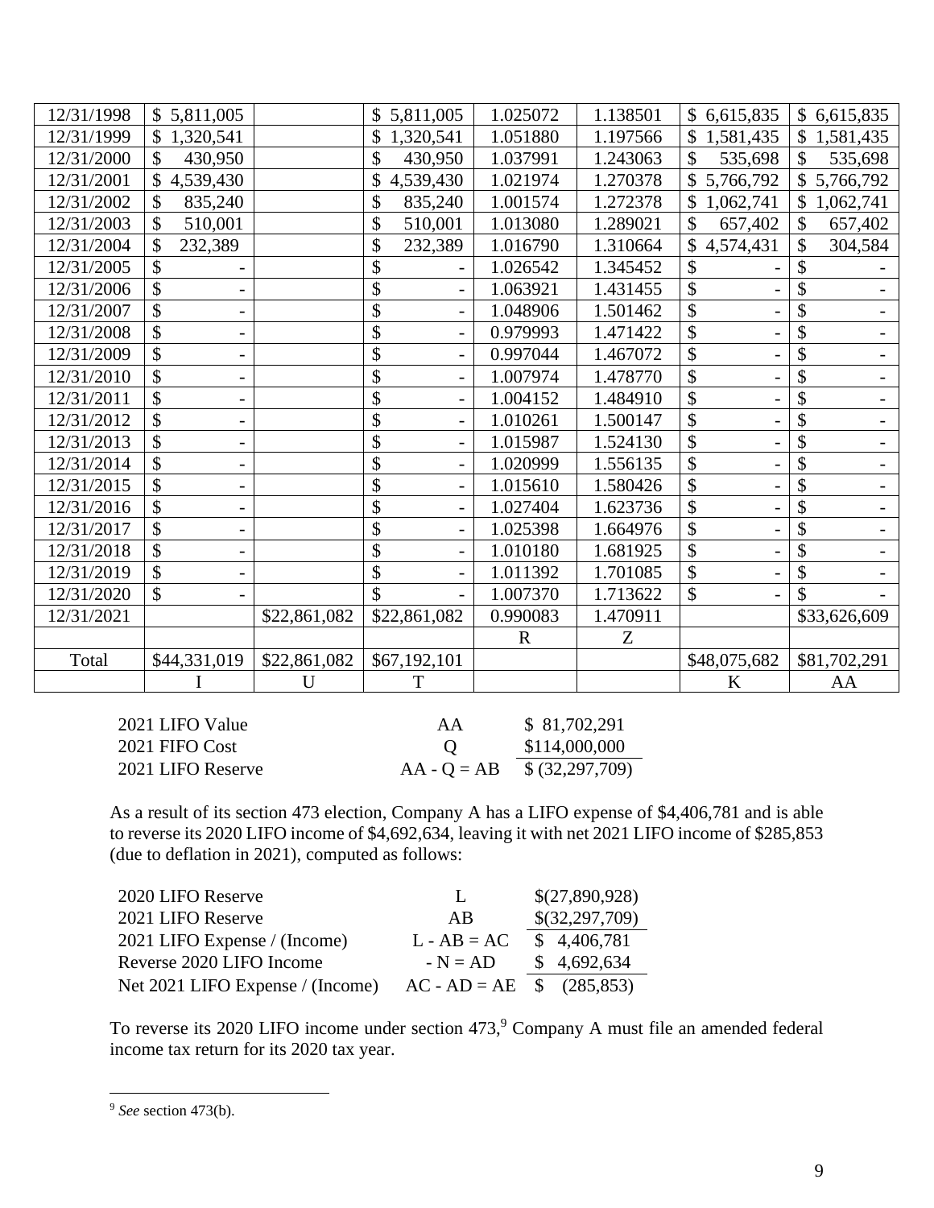| | | | | | | | |
|---|---|---|---|---|---|---|---|
| 12/31/1998 | $ 5,811,005 | | $ 5,811,005 | 1.025072 | 1.138501 | $ 6,615,835 | $ 6,615,835 |
| 12/31/1999 | $ 1,320,541 | | $ 1,320,541 | 1.051880 | 1.197566 | $ 1,581,435 | $ 1,581,435 |
| 12/31/2000 | $ 430,950 | | $ 430,950 | 1.037991 | 1.243063 | $ 535,698 | $ 535,698 |
| 12/31/2001 | $ 4,539,430 | | $ 4,539,430 | 1.021974 | 1.270378 | $ 5,766,792 | $ 5,766,792 |
| 12/31/2002 | $ 835,240 | | $ 835,240 | 1.001574 | 1.272378 | $ 1,062,741 | $ 1,062,741 |
| 12/31/2003 | $ 510,001 | | $ 510,001 | 1.013080 | 1.289021 | $ 657,402 | $ 657,402 |
| 12/31/2004 | $ 232,389 | | $ 232,389 | 1.016790 | 1.310664 | $ 4,574,431 | $ 304,584 |
| 12/31/2005 | $ - | | $ - | 1.026542 | 1.345452 | $ - | $ - |
| 12/31/2006 | $ - | | $ - | 1.063921 | 1.431455 | $ - | $ - |
| 12/31/2007 | $ - | | $ - | 1.048906 | 1.501462 | $ - | $ - |
| 12/31/2008 | $ - | | $ - | 0.979993 | 1.471422 | $ - | $ - |
| 12/31/2009 | $ - | | $ - | 0.997044 | 1.467072 | $ - | $ - |
| 12/31/2010 | $ - | | $ - | 1.007974 | 1.478770 | $ - | $ - |
| 12/31/2011 | $ - | | $ - | 1.004152 | 1.484910 | $ - | $ - |
| 12/31/2012 | $ - | | $ - | 1.010261 | 1.500147 | $ - | $ - |
| 12/31/2013 | $ - | | $ - | 1.015987 | 1.524130 | $ - | $ - |
| 12/31/2014 | $ - | | $ - | 1.020999 | 1.556135 | $ - | $ - |
| 12/31/2015 | $ - | | $ - | 1.015610 | 1.580426 | $ - | $ - |
| 12/31/2016 | $ - | | $ - | 1.027404 | 1.623736 | $ - | $ - |
| 12/31/2017 | $ - | | $ - | 1.025398 | 1.664976 | $ - | $ - |
| 12/31/2018 | $ - | | $ - | 1.010180 | 1.681925 | $ - | $ - |
| 12/31/2019 | $ - | | $ - | 1.011392 | 1.701085 | $ - | $ - |
| 12/31/2020 | $ - | | $ - | 1.007370 | 1.713622 | $ - | $ - |
| 12/31/2021 | | $22,861,082 | $22,861,082 | 0.990083 | 1.470911 | | $33,626,609 |
| | | | | R | Z | | |
| Total | $44,331,019 | $22,861,082 | $67,192,101 | | | $48,075,682 | $81,702,291 |
| | I | U | T | | | K | AA |

| | | |
|---|---|---|
| 2021 LIFO Value | AA | $ 81,702,291 |
| 2021 FIFO Cost | Q | $114,000,000 |
| 2021 LIFO Reserve | AA - Q = AB | $ (32,297,709) |

As a result of its section 473 election, Company A has a LIFO expense of $4,406,781 and is able to reverse its 2020 LIFO income of $4,692,634, leaving it with net 2021 LIFO income of $285,853 (due to deflation in 2021), computed as follows:

| | | |
|---|---|---|
| 2020 LIFO Reserve | L | $(27,890,928) |
| 2021 LIFO Reserve | AB | $(32,297,709) |
| 2021 LIFO Expense / (Income) | L - AB = AC | $ 4,406,781 |
| Reverse 2020 LIFO Income | - N = AD | $ 4,692,634 |
| Net 2021 LIFO Expense / (Income) | AC - AD = AE | $ (285,853) |

To reverse its 2020 LIFO income under section 473,[9] Company A must file an amended federal income tax return for its 2020 tax year.

[9] *See* section 473(b).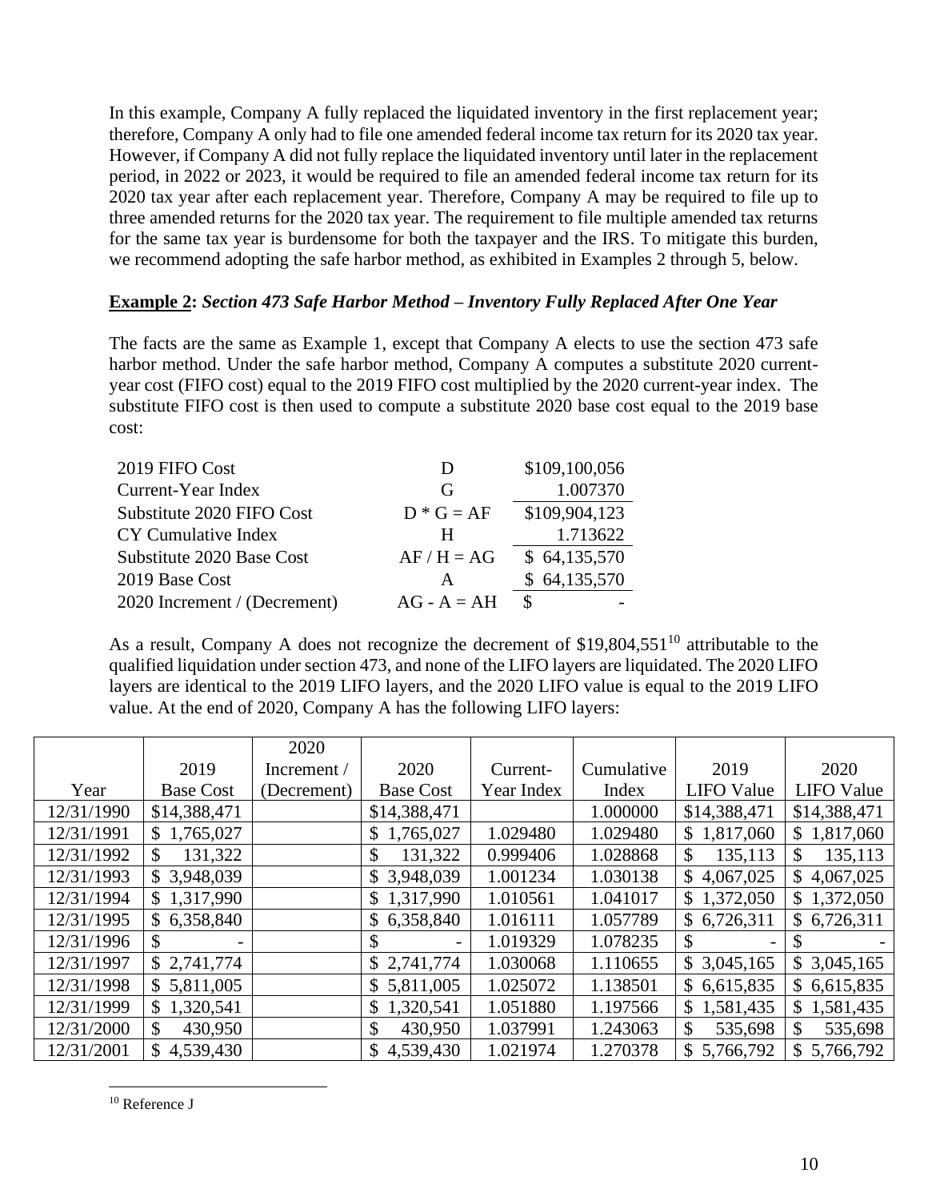In this example, Company A fully replaced the liquidated inventory in the first replacement year; therefore, Company A only had to file one amended federal income tax return for its 2020 tax year. However, if Company A did not fully replace the liquidated inventory until later in the replacement period, in 2022 or 2023, it would be required to file an amended federal income tax return for its 2020 tax year after each replacement year. Therefore, Company A may be required to file up to three amended returns for the 2020 tax year. The requirement to file multiple amended tax returns for the same tax year is burdensome for both the taxpayer and the IRS. To mitigate this burden, we recommend adopting the safe harbor method, as exhibited in Examples 2 through 5, below.

**Example 2:** ***Section 473 Safe Harbor Method – Inventory Fully Replaced After One Year***

The facts are the same as Example 1, except that Company A elects to use the section 473 safe harbor method. Under the safe harbor method, Company A computes a substitute 2020 current-year cost (FIFO cost) equal to the 2019 FIFO cost multiplied by the 2020 current-year index. The substitute FIFO cost is then used to compute a substitute 2020 base cost equal to the 2019 base cost:

| | | |
|---|---|---|
| 2019 FIFO Cost | D | $109,100,056 |
| Current-Year Index | G | 1.007370 |
| Substitute 2020 FIFO Cost | D * G = AF | $109,904,123 |
| CY Cumulative Index | H | 1.713622 |
| Substitute 2020 Base Cost | AF / H = AG | $ 64,135,570 |
| 2019 Base Cost | A | $ 64,135,570 |
| 2020 Increment / (Decrement) | AG - A = AH | $ - |

As a result, Company A does not recognize the decrement of $19,804,551[10] attributable to the qualified liquidation under section 473, and none of the LIFO layers are liquidated. The 2020 LIFO layers are identical to the 2019 LIFO layers, and the 2020 LIFO value is equal to the 2019 LIFO value. At the end of 2020, Company A has the following LIFO layers:

| Year | 2019 Base Cost | 2020 Increment / (Decrement) | 2020 Base Cost | Current-Year Index | Cumulative Index | 2019 LIFO Value | 2020 LIFO Value |
|---|---|---|---|---|---|---|---|
| 12/31/1990 | $14,388,471 | | $14,388,471 | | 1.000000 | $14,388,471 | $14,388,471 |
| 12/31/1991 | $ 1,765,027 | | $ 1,765,027 | 1.029480 | 1.029480 | $ 1,817,060 | $ 1,817,060 |
| 12/31/1992 | $ 131,322 | | $ 131,322 | 0.999406 | 1.028868 | $ 135,113 | $ 135,113 |
| 12/31/1993 | $ 3,948,039 | | $ 3,948,039 | 1.001234 | 1.030138 | $ 4,067,025 | $ 4,067,025 |
| 12/31/1994 | $ 1,317,990 | | $ 1,317,990 | 1.010561 | 1.041017 | $ 1,372,050 | $ 1,372,050 |
| 12/31/1995 | $ 6,358,840 | | $ 6,358,840 | 1.016111 | 1.057789 | $ 6,726,311 | $ 6,726,311 |
| 12/31/1996 | $ - | | $ - | 1.019329 | 1.078235 | $ - | $ - |
| 12/31/1997 | $ 2,741,774 | | $ 2,741,774 | 1.030068 | 1.110655 | $ 3,045,165 | $ 3,045,165 |
| 12/31/1998 | $ 5,811,005 | | $ 5,811,005 | 1.025072 | 1.138501 | $ 6,615,835 | $ 6,615,835 |
| 12/31/1999 | $ 1,320,541 | | $ 1,320,541 | 1.051880 | 1.197566 | $ 1,581,435 | $ 1,581,435 |
| 12/31/2000 | $ 430,950 | | $ 430,950 | 1.037991 | 1.243063 | $ 535,698 | $ 535,698 |
| 12/31/2001 | $ 4,539,430 | | $ 4,539,430 | 1.021974 | 1.270378 | $ 5,766,792 | $ 5,766,792 |

[10] Reference J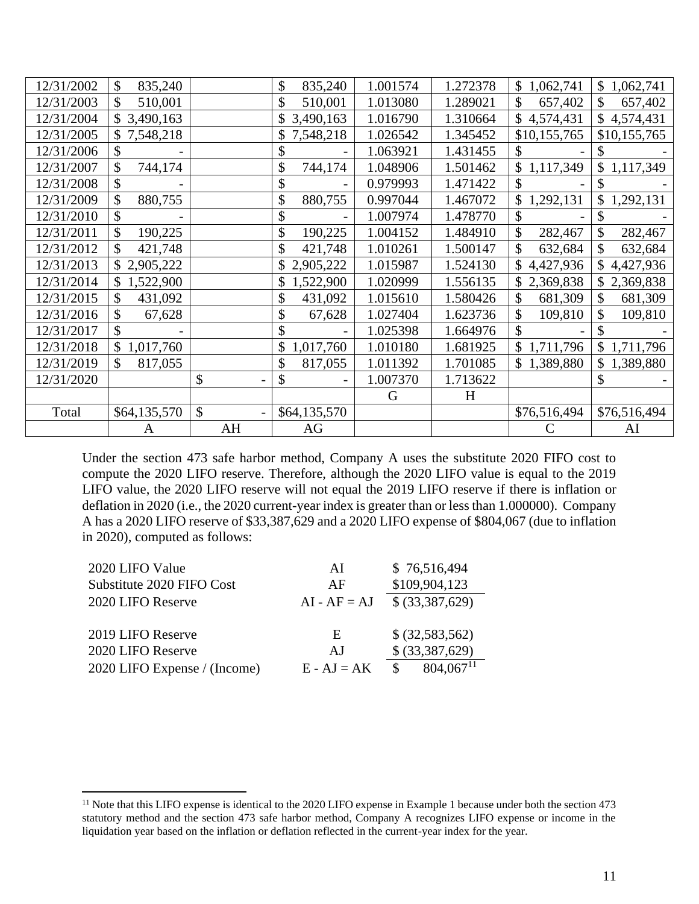| | | | | | | | |
|---|---|---|---|---|---|---|---|
| 12/31/2002 | $ 835,240 | | $ 835,240 | 1.001574 | 1.272378 | $ 1,062,741 | $ 1,062,741 |
| 12/31/2003 | $ 510,001 | | $ 510,001 | 1.013080 | 1.289021 | $ 657,402 | $ 657,402 |
| 12/31/2004 | $ 3,490,163 | | $ 3,490,163 | 1.016790 | 1.310664 | $ 4,574,431 | $ 4,574,431 |
| 12/31/2005 | $ 7,548,218 | | $ 7,548,218 | 1.026542 | 1.345452 | $10,155,765 | $10,155,765 |
| 12/31/2006 | $ - | | $ - | 1.063921 | 1.431455 | $ - | $ - |
| 12/31/2007 | $ 744,174 | | $ 744,174 | 1.048906 | 1.501462 | $ 1,117,349 | $ 1,117,349 |
| 12/31/2008 | $ - | | $ - | 0.979993 | 1.471422 | $ - | $ - |
| 12/31/2009 | $ 880,755 | | $ 880,755 | 0.997044 | 1.467072 | $ 1,292,131 | $ 1,292,131 |
| 12/31/2010 | $ - | | $ - | 1.007974 | 1.478770 | $ - | $ - |
| 12/31/2011 | $ 190,225 | | $ 190,225 | 1.004152 | 1.484910 | $ 282,467 | $ 282,467 |
| 12/31/2012 | $ 421,748 | | $ 421,748 | 1.010261 | 1.500147 | $ 632,684 | $ 632,684 |
| 12/31/2013 | $ 2,905,222 | | $ 2,905,222 | 1.015987 | 1.524130 | $ 4,427,936 | $ 4,427,936 |
| 12/31/2014 | $ 1,522,900 | | $ 1,522,900 | 1.020999 | 1.556135 | $ 2,369,838 | $ 2,369,838 |
| 12/31/2015 | $ 431,092 | | $ 431,092 | 1.015610 | 1.580426 | $ 681,309 | $ 681,309 |
| 12/31/2016 | $ 67,628 | | $ 67,628 | 1.027404 | 1.623736 | $ 109,810 | $ 109,810 |
| 12/31/2017 | $ - | | $ - | 1.025398 | 1.664976 | $ - | $ - |
| 12/31/2018 | $ 1,017,760 | | $ 1,017,760 | 1.010180 | 1.681925 | $ 1,711,796 | $ 1,711,796 |
| 12/31/2019 | $ 817,055 | | $ 817,055 | 1.011392 | 1.701085 | $ 1,389,880 | $ 1,389,880 |
| 12/31/2020 | | $ - | $ - | 1.007370 | 1.713622 | | $ - |
| | | | | G | H | | |
| Total | $64,135,570 | $ - | $64,135,570 | | | $76,516,494 | $76,516,494 |
| | A | AH | AG | | | C | AI |

Under the section 473 safe harbor method, Company A uses the substitute 2020 FIFO cost to compute the 2020 LIFO reserve. Therefore, although the 2020 LIFO value is equal to the 2019 LIFO value, the 2020 LIFO reserve will not equal the 2019 LIFO reserve if there is inflation or deflation in 2020 (i.e., the 2020 current-year index is greater than or less than 1.000000). Company A has a 2020 LIFO reserve of $33,387,629 and a 2020 LIFO expense of $804,067 (due to inflation in 2020), computed as follows:

| | | |
|---|---|---|
| 2020 LIFO Value | AI | $ 76,516,494 |
| Substitute 2020 FIFO Cost | AF | $109,904,123 |
| 2020 LIFO Reserve | AI - AF = AJ | $ (33,387,629) |
| | | |
| 2019 LIFO Reserve | E | $ (32,583,562) |
| 2020 LIFO Reserve | AJ | $ (33,387,629) |
| 2020 LIFO Expense / (Income) | E - AJ = AK | $ 804,067[11] |

[11] Note that this LIFO expense is identical to the 2020 LIFO expense in Example 1 because under both the section 473 statutory method and the section 473 safe harbor method, Company A recognizes LIFO expense or income in the liquidation year based on the inflation or deflation reflected in the current-year index for the year.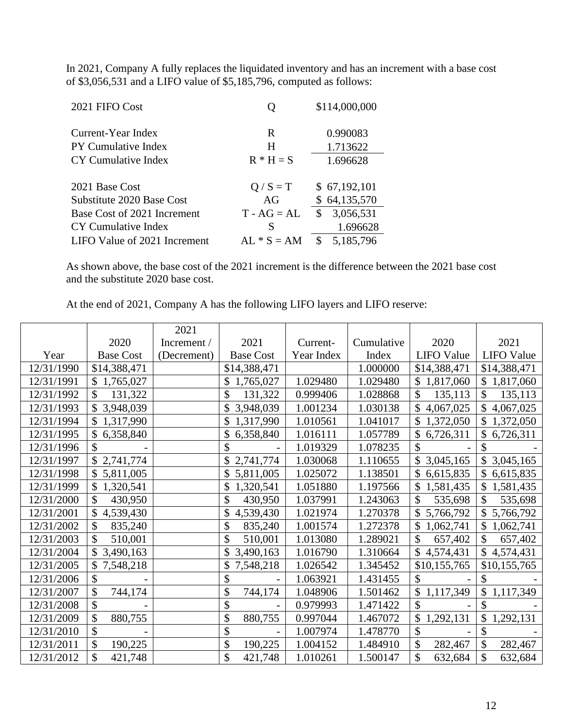In 2021, Company A fully replaces the liquidated inventory and has an increment with a base cost of $3,056,531 and a LIFO value of $5,185,796, computed as follows:

| | | |
|---|---|---|
| 2021 FIFO Cost | Q | $114,000,000 |
| | | |
| Current-Year Index | R | 0.990083 |
| PY Cumulative Index | H | 1.713622 |
| CY Cumulative Index | R * H = S | 1.696628 |
| | | |
| 2021 Base Cost | Q / S = T | $ 67,192,101 |
| Substitute 2020 Base Cost | AG | $ 64,135,570 |
| Base Cost of 2021 Increment | T - AG = AL | $ 3,056,531 |
| CY Cumulative Index | S | 1.696628 |
| LIFO Value of 2021 Increment | AL * S = AM | $ 5,185,796 |

As shown above, the base cost of the 2021 increment is the difference between the 2021 base cost and the substitute 2020 base cost.

At the end of 2021, Company A has the following LIFO layers and LIFO reserve:

| Year | 2020 Base Cost | 2021 Increment / (Decrement) | 2021 Base Cost | Current-Year Index | Cumulative Index | 2020 LIFO Value | 2021 LIFO Value |
|---|---|---|---|---|---|---|---|
| 12/31/1990 | $14,388,471 | | $14,388,471 | | 1.000000 | $14,388,471 | $14,388,471 |
| 12/31/1991 | $ 1,765,027 | | $ 1,765,027 | 1.029480 | 1.029480 | $ 1,817,060 | $ 1,817,060 |
| 12/31/1992 | $ 131,322 | | $ 131,322 | 0.999406 | 1.028868 | $ 135,113 | $ 135,113 |
| 12/31/1993 | $ 3,948,039 | | $ 3,948,039 | 1.001234 | 1.030138 | $ 4,067,025 | $ 4,067,025 |
| 12/31/1994 | $ 1,317,990 | | $ 1,317,990 | 1.010561 | 1.041017 | $ 1,372,050 | $ 1,372,050 |
| 12/31/1995 | $ 6,358,840 | | $ 6,358,840 | 1.016111 | 1.057789 | $ 6,726,311 | $ 6,726,311 |
| 12/31/1996 | $ - | | $ - | 1.019329 | 1.078235 | $ - | $ - |
| 12/31/1997 | $ 2,741,774 | | $ 2,741,774 | 1.030068 | 1.110655 | $ 3,045,165 | $ 3,045,165 |
| 12/31/1998 | $ 5,811,005 | | $ 5,811,005 | 1.025072 | 1.138501 | $ 6,615,835 | $ 6,615,835 |
| 12/31/1999 | $ 1,320,541 | | $ 1,320,541 | 1.051880 | 1.197566 | $ 1,581,435 | $ 1,581,435 |
| 12/31/2000 | $ 430,950 | | $ 430,950 | 1.037991 | 1.243063 | $ 535,698 | $ 535,698 |
| 12/31/2001 | $ 4,539,430 | | $ 4,539,430 | 1.021974 | 1.270378 | $ 5,766,792 | $ 5,766,792 |
| 12/31/2002 | $ 835,240 | | $ 835,240 | 1.001574 | 1.272378 | $ 1,062,741 | $ 1,062,741 |
| 12/31/2003 | $ 510,001 | | $ 510,001 | 1.013080 | 1.289021 | $ 657,402 | $ 657,402 |
| 12/31/2004 | $ 3,490,163 | | $ 3,490,163 | 1.016790 | 1.310664 | $ 4,574,431 | $ 4,574,431 |
| 12/31/2005 | $ 7,548,218 | | $ 7,548,218 | 1.026542 | 1.345452 | $10,155,765 | $10,155,765 |
| 12/31/2006 | $ - | | $ - | 1.063921 | 1.431455 | $ - | $ - |
| 12/31/2007 | $ 744,174 | | $ 744,174 | 1.048906 | 1.501462 | $ 1,117,349 | $ 1,117,349 |
| 12/31/2008 | $ - | | $ - | 0.979993 | 1.471422 | $ - | $ - |
| 12/31/2009 | $ 880,755 | | $ 880,755 | 0.997044 | 1.467072 | $ 1,292,131 | $ 1,292,131 |
| 12/31/2010 | $ - | | $ - | 1.007974 | 1.478770 | $ - | $ - |
| 12/31/2011 | $ 190,225 | | $ 190,225 | 1.004152 | 1.484910 | $ 282,467 | $ 282,467 |
| 12/31/2012 | $ 421,748 | | $ 421,748 | 1.010261 | 1.500147 | $ 632,684 | $ 632,684 |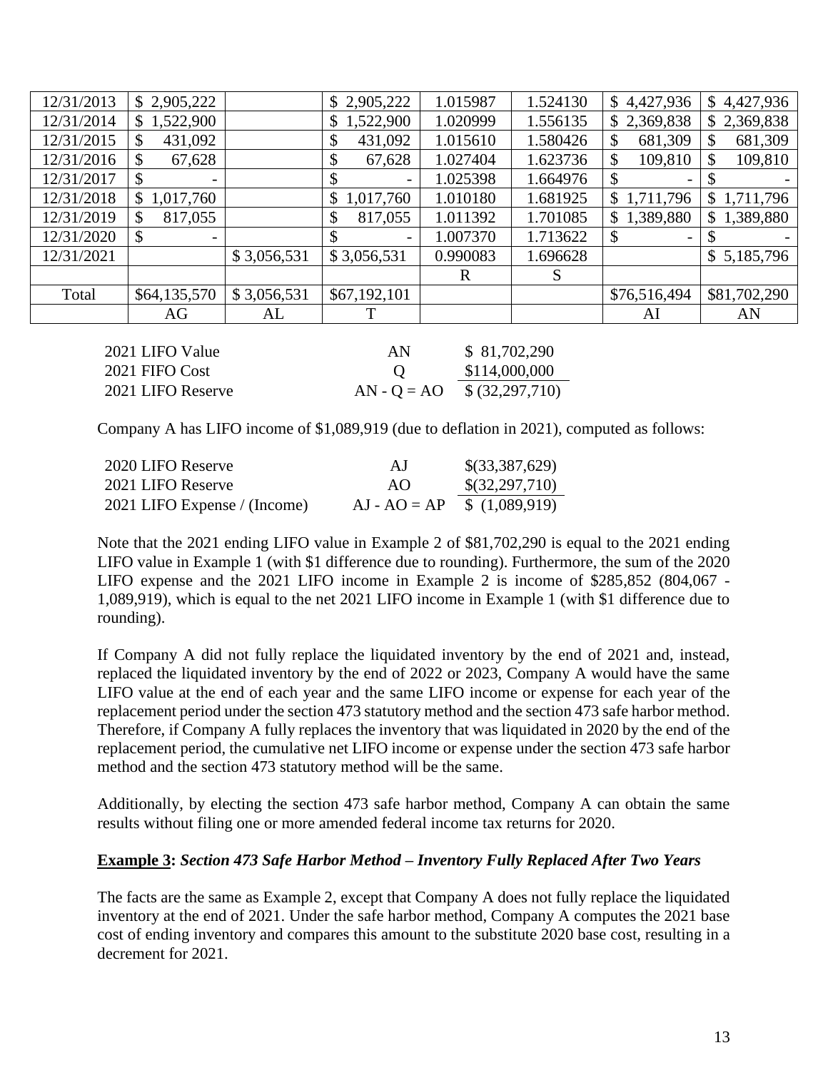| | | | | | | | |
|---|---|---|---|---|---|---|---|
| 12/31/2013 | $ 2,905,222 | | $ 2,905,222 | 1.015987 | 1.524130 | $ 4,427,936 | $ 4,427,936 |
| 12/31/2014 | $ 1,522,900 | | $ 1,522,900 | 1.020999 | 1.556135 | $ 2,369,838 | $ 2,369,838 |
| 12/31/2015 | $ 431,092 | | $ 431,092 | 1.015610 | 1.580426 | $ 681,309 | $ 681,309 |
| 12/31/2016 | $ 67,628 | | $ 67,628 | 1.027404 | 1.623736 | $ 109,810 | $ 109,810 |
| 12/31/2017 | $ - | | $ - | 1.025398 | 1.664976 | $ - | $ - |
| 12/31/2018 | $ 1,017,760 | | $ 1,017,760 | 1.010180 | 1.681925 | $ 1,711,796 | $ 1,711,796 |
| 12/31/2019 | $ 817,055 | | $ 817,055 | 1.011392 | 1.701085 | $ 1,389,880 | $ 1,389,880 |
| 12/31/2020 | $ - | | $ - | 1.007370 | 1.713622 | $ - | $ - |
| 12/31/2021 | | $ 3,056,531 | $ 3,056,531 | 0.990083 | 1.696628 | | $ 5,185,796 |
| | | | | R | S | | |
| Total | $64,135,570 | $ 3,056,531 | $67,192,101 | | | $76,516,494 | $81,702,290 |
| | AG | AL | T | | | AI | AN |

| | | |
|---|---|---|
| 2021 LIFO Value | AN | $ 81,702,290 |
| 2021 FIFO Cost | Q | $114,000,000 |
| 2021 LIFO Reserve | AN - Q = AO | $ (32,297,710) |

Company A has LIFO income of $1,089,919 (due to deflation in 2021), computed as follows:

| | | |
|---|---|---|
| 2020 LIFO Reserve | AJ | $(33,387,629) |
| 2021 LIFO Reserve | AO | $(32,297,710) |
| 2021 LIFO Expense / (Income) | AJ - AO = AP | $ (1,089,919) |

Note that the 2021 ending LIFO value in Example 2 of $81,702,290 is equal to the 2021 ending LIFO value in Example 1 (with $1 difference due to rounding). Furthermore, the sum of the 2020 LIFO expense and the 2021 LIFO income in Example 2 is income of $285,852 (804,067 - 1,089,919), which is equal to the net 2021 LIFO income in Example 1 (with $1 difference due to rounding).

If Company A did not fully replace the liquidated inventory by the end of 2021 and, instead, replaced the liquidated inventory by the end of 2022 or 2023, Company A would have the same LIFO value at the end of each year and the same LIFO income or expense for each year of the replacement period under the section 473 statutory method and the section 473 safe harbor method. Therefore, if Company A fully replaces the inventory that was liquidated in 2020 by the end of the replacement period, the cumulative net LIFO income or expense under the section 473 safe harbor method and the section 473 statutory method will be the same.

Additionally, by electing the section 473 safe harbor method, Company A can obtain the same results without filing one or more amended federal income tax returns for 2020.

**Example 3:** ***Section 473 Safe Harbor Method – Inventory Fully Replaced After Two Years***

The facts are the same as Example 2, except that Company A does not fully replace the liquidated inventory at the end of 2021. Under the safe harbor method, Company A computes the 2021 base cost of ending inventory and compares this amount to the substitute 2020 base cost, resulting in a decrement for 2021.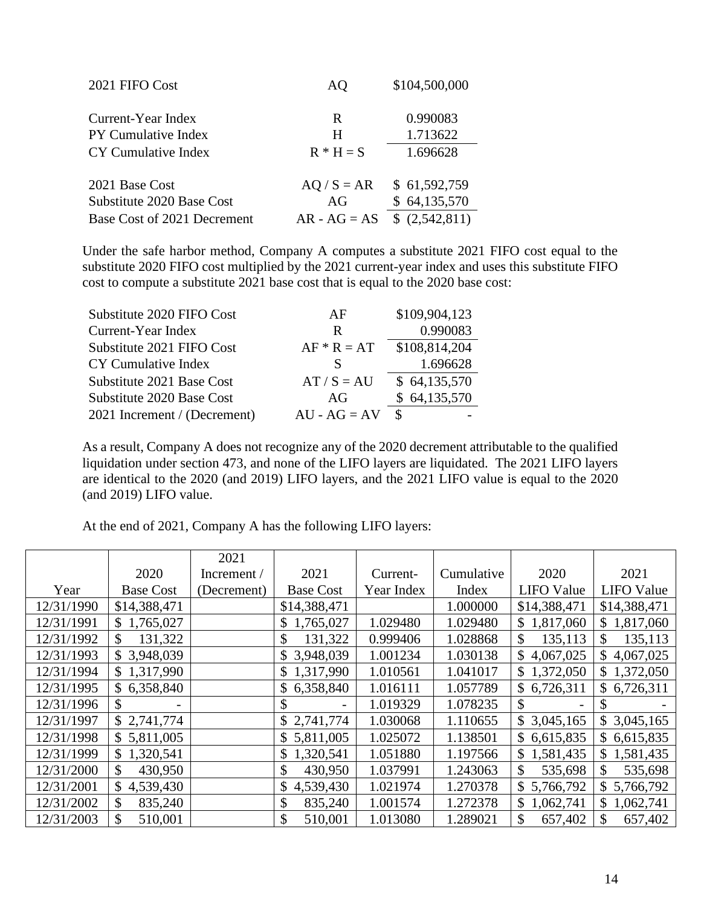| | | |
|---|---|---|
| 2021 FIFO Cost | AQ | $104,500,000 |
| | | |
| Current-Year Index | R | 0.990083 |
| PY Cumulative Index | H | 1.713622 |
| CY Cumulative Index | R * H = S | 1.696628 |
| | | |
| 2021 Base Cost | AQ / S = AR | $ 61,592,759 |
| Substitute 2020 Base Cost | AG | $ 64,135,570 |
| Base Cost of 2021 Decrement | AR - AG = AS | $ (2,542,811) |

Under the safe harbor method, Company A computes a substitute 2021 FIFO cost equal to the substitute 2020 FIFO cost multiplied by the 2021 current-year index and uses this substitute FIFO cost to compute a substitute 2021 base cost that is equal to the 2020 base cost:

| | | |
|---|---|---|
| Substitute 2020 FIFO Cost | AF | $109,904,123 |
| Current-Year Index | R | 0.990083 |
| Substitute 2021 FIFO Cost | AF * R = AT | $108,814,204 |
| CY Cumulative Index | S | 1.696628 |
| Substitute 2021 Base Cost | AT / S = AU | $ 64,135,570 |
| Substitute 2020 Base Cost | AG | $ 64,135,570 |
| 2021 Increment / (Decrement) | AU - AG = AV | $ - |

As a result, Company A does not recognize any of the 2020 decrement attributable to the qualified liquidation under section 473, and none of the LIFO layers are liquidated. The 2021 LIFO layers are identical to the 2020 (and 2019) LIFO layers, and the 2021 LIFO value is equal to the 2020 (and 2019) LIFO value.

At the end of 2021, Company A has the following LIFO layers:

| Year | 2020 Base Cost | 2021 Increment / (Decrement) | 2021 Base Cost | Current-Year Index | Cumulative Index | 2020 LIFO Value | 2021 LIFO Value |
|---|---|---|---|---|---|---|---|
| 12/31/1990 | $14,388,471 | | $14,388,471 | | 1.000000 | $14,388,471 | $14,388,471 |
| 12/31/1991 | $ 1,765,027 | | $ 1,765,027 | 1.029480 | 1.029480 | $ 1,817,060 | $ 1,817,060 |
| 12/31/1992 | $ 131,322 | | $ 131,322 | 0.999406 | 1.028868 | $ 135,113 | $ 135,113 |
| 12/31/1993 | $ 3,948,039 | | $ 3,948,039 | 1.001234 | 1.030138 | $ 4,067,025 | $ 4,067,025 |
| 12/31/1994 | $ 1,317,990 | | $ 1,317,990 | 1.010561 | 1.041017 | $ 1,372,050 | $ 1,372,050 |
| 12/31/1995 | $ 6,358,840 | | $ 6,358,840 | 1.016111 | 1.057789 | $ 6,726,311 | $ 6,726,311 |
| 12/31/1996 | $ - | | $ - | 1.019329 | 1.078235 | $ - | $ - |
| 12/31/1997 | $ 2,741,774 | | $ 2,741,774 | 1.030068 | 1.110655 | $ 3,045,165 | $ 3,045,165 |
| 12/31/1998 | $ 5,811,005 | | $ 5,811,005 | 1.025072 | 1.138501 | $ 6,615,835 | $ 6,615,835 |
| 12/31/1999 | $ 1,320,541 | | $ 1,320,541 | 1.051880 | 1.197566 | $ 1,581,435 | $ 1,581,435 |
| 12/31/2000 | $ 430,950 | | $ 430,950 | 1.037991 | 1.243063 | $ 535,698 | $ 535,698 |
| 12/31/2001 | $ 4,539,430 | | $ 4,539,430 | 1.021974 | 1.270378 | $ 5,766,792 | $ 5,766,792 |
| 12/31/2002 | $ 835,240 | | $ 835,240 | 1.001574 | 1.272378 | $ 1,062,741 | $ 1,062,741 |
| 12/31/2003 | $ 510,001 | | $ 510,001 | 1.013080 | 1.289021 | $ 657,402 | $ 657,402 |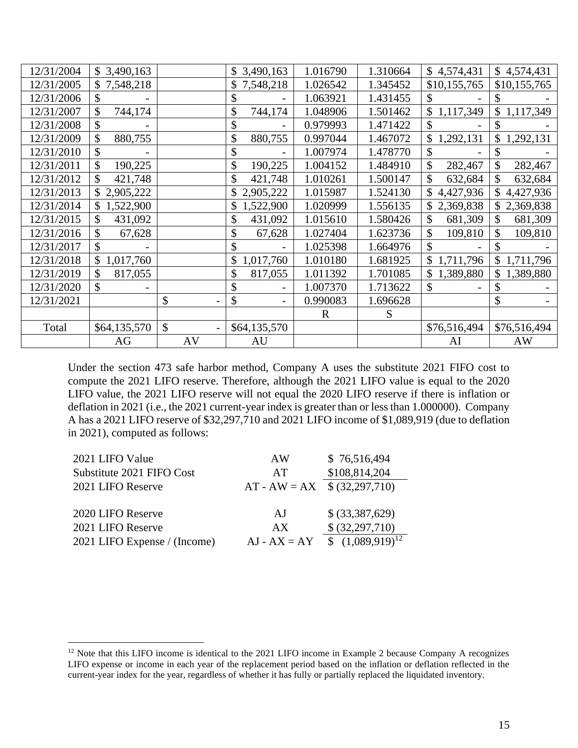| | | | | | | | |
|---|---|---|---|---|---|---|---|
| 12/31/2004 | $ 3,490,163 | | $ 3,490,163 | 1.016790 | 1.310664 | $ 4,574,431 | $ 4,574,431 |
| 12/31/2005 | $ 7,548,218 | | $ 7,548,218 | 1.026542 | 1.345452 | $10,155,765 | $10,155,765 |
| 12/31/2006 | $ - | | $ - | 1.063921 | 1.431455 | $ - | $ - |
| 12/31/2007 | $ 744,174 | | $ 744,174 | 1.048906 | 1.501462 | $ 1,117,349 | $ 1,117,349 |
| 12/31/2008 | $ - | | $ - | 0.979993 | 1.471422 | $ - | $ - |
| 12/31/2009 | $ 880,755 | | $ 880,755 | 0.997044 | 1.467072 | $ 1,292,131 | $ 1,292,131 |
| 12/31/2010 | $ - | | $ - | 1.007974 | 1.478770 | $ - | $ - |
| 12/31/2011 | $ 190,225 | | $ 190,225 | 1.004152 | 1.484910 | $ 282,467 | $ 282,467 |
| 12/31/2012 | $ 421,748 | | $ 421,748 | 1.010261 | 1.500147 | $ 632,684 | $ 632,684 |
| 12/31/2013 | $ 2,905,222 | | $ 2,905,222 | 1.015987 | 1.524130 | $ 4,427,936 | $ 4,427,936 |
| 12/31/2014 | $ 1,522,900 | | $ 1,522,900 | 1.020999 | 1.556135 | $ 2,369,838 | $ 2,369,838 |
| 12/31/2015 | $ 431,092 | | $ 431,092 | 1.015610 | 1.580426 | $ 681,309 | $ 681,309 |
| 12/31/2016 | $ 67,628 | | $ 67,628 | 1.027404 | 1.623736 | $ 109,810 | $ 109,810 |
| 12/31/2017 | $ - | | $ - | 1.025398 | 1.664976 | $ - | $ - |
| 12/31/2018 | $ 1,017,760 | | $ 1,017,760 | 1.010180 | 1.681925 | $ 1,711,796 | $ 1,711,796 |
| 12/31/2019 | $ 817,055 | | $ 817,055 | 1.011392 | 1.701085 | $ 1,389,880 | $ 1,389,880 |
| 12/31/2020 | $ - | | $ - | 1.007370 | 1.713622 | $ - | $ - |
| 12/31/2021 | | $ - | $ - | 0.990083 | 1.696628 | | $ - |
| | | | | R | S | | |
| Total | $64,135,570 | $ - | $64,135,570 | | | $76,516,494 | $76,516,494 |
| | AG | AV | AU | | | AI | AW |

Under the section 473 safe harbor method, Company A uses the substitute 2021 FIFO cost to compute the 2021 LIFO reserve. Therefore, although the 2021 LIFO value is equal to the 2020 LIFO value, the 2021 LIFO reserve will not equal the 2020 LIFO reserve if there is inflation or deflation in 2021 (i.e., the 2021 current-year index is greater than or less than 1.000000). Company A has a 2021 LIFO reserve of $32,297,710 and 2021 LIFO income of $1,089,919 (due to deflation in 2021), computed as follows:

| | | |
|---|---|---|
| 2021 LIFO Value | AW | $ 76,516,494 |
| Substitute 2021 FIFO Cost | AT | $108,814,204 |
| 2021 LIFO Reserve | AT - AW = AX | $ (32,297,710) |
| | | |
| 2020 LIFO Reserve | AJ | $ (33,387,629) |
| 2021 LIFO Reserve | AX | $ (32,297,710) |
| 2021 LIFO Expense / (Income) | AJ - AX = AY | $ (1,089,919)[12] |

[12] Note that this LIFO income is identical to the 2021 LIFO income in Example 2 because Company A recognizes LIFO expense or income in each year of the replacement period based on the inflation or deflation reflected in the current-year index for the year, regardless of whether it has fully or partially replaced the liquidated inventory.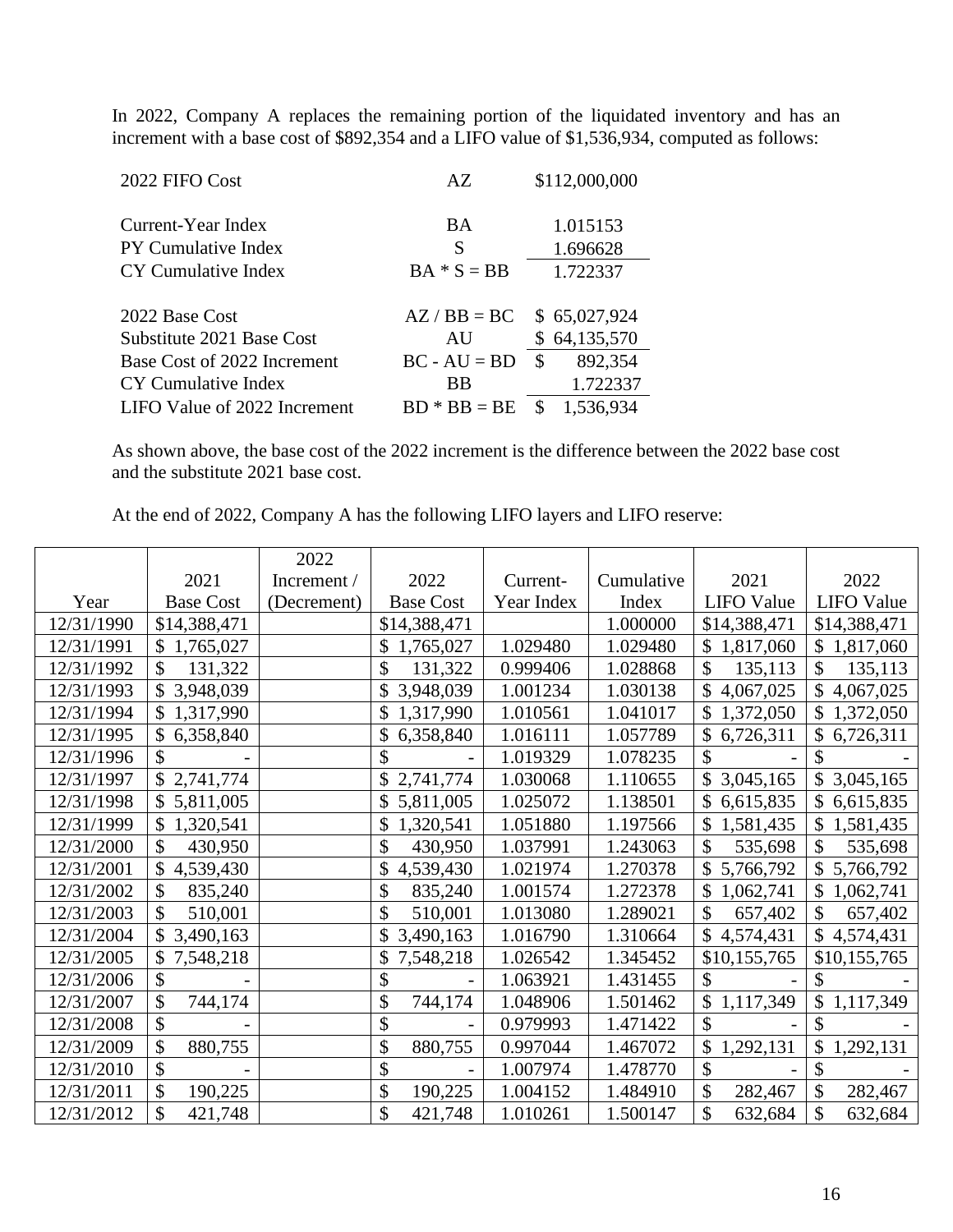In 2022, Company A replaces the remaining portion of the liquidated inventory and has an increment with a base cost of $892,354 and a LIFO value of $1,536,934, computed as follows:

| | | |
|---|---|---|
| 2022 FIFO Cost | AZ | $112,000,000 |
| | | |
| Current-Year Index | BA | 1.015153 |
| PY Cumulative Index | S | 1.696628 |
| CY Cumulative Index | BA * S = BB | 1.722337 |
| | | |
| 2022 Base Cost | AZ / BB = BC | $ 65,027,924 |
| Substitute 2021 Base Cost | AU | $ 64,135,570 |
| Base Cost of 2022 Increment | BC - AU = BD | $ 892,354 |
| CY Cumulative Index | BB | 1.722337 |
| LIFO Value of 2022 Increment | BD * BB = BE | $ 1,536,934 |

As shown above, the base cost of the 2022 increment is the difference between the 2022 base cost and the substitute 2021 base cost.

At the end of 2022, Company A has the following LIFO layers and LIFO reserve:

| Year | 2021 Base Cost | 2022 Increment / (Decrement) | 2022 Base Cost | Current-Year Index | Cumulative Index | 2021 LIFO Value | 2022 LIFO Value |
|---|---|---|---|---|---|---|---|
| 12/31/1990 | $14,388,471 | | $14,388,471 | | 1.000000 | $14,388,471 | $14,388,471 |
| 12/31/1991 | $ 1,765,027 | | $ 1,765,027 | 1.029480 | 1.029480 | $ 1,817,060 | $ 1,817,060 |
| 12/31/1992 | $ 131,322 | | $ 131,322 | 0.999406 | 1.028868 | $ 135,113 | $ 135,113 |
| 12/31/1993 | $ 3,948,039 | | $ 3,948,039 | 1.001234 | 1.030138 | $ 4,067,025 | $ 4,067,025 |
| 12/31/1994 | $ 1,317,990 | | $ 1,317,990 | 1.010561 | 1.041017 | $ 1,372,050 | $ 1,372,050 |
| 12/31/1995 | $ 6,358,840 | | $ 6,358,840 | 1.016111 | 1.057789 | $ 6,726,311 | $ 6,726,311 |
| 12/31/1996 | $ - | | $ - | 1.019329 | 1.078235 | $ - | $ - |
| 12/31/1997 | $ 2,741,774 | | $ 2,741,774 | 1.030068 | 1.110655 | $ 3,045,165 | $ 3,045,165 |
| 12/31/1998 | $ 5,811,005 | | $ 5,811,005 | 1.025072 | 1.138501 | $ 6,615,835 | $ 6,615,835 |
| 12/31/1999 | $ 1,320,541 | | $ 1,320,541 | 1.051880 | 1.197566 | $ 1,581,435 | $ 1,581,435 |
| 12/31/2000 | $ 430,950 | | $ 430,950 | 1.037991 | 1.243063 | $ 535,698 | $ 535,698 |
| 12/31/2001 | $ 4,539,430 | | $ 4,539,430 | 1.021974 | 1.270378 | $ 5,766,792 | $ 5,766,792 |
| 12/31/2002 | $ 835,240 | | $ 835,240 | 1.001574 | 1.272378 | $ 1,062,741 | $ 1,062,741 |
| 12/31/2003 | $ 510,001 | | $ 510,001 | 1.013080 | 1.289021 | $ 657,402 | $ 657,402 |
| 12/31/2004 | $ 3,490,163 | | $ 3,490,163 | 1.016790 | 1.310664 | $ 4,574,431 | $ 4,574,431 |
| 12/31/2005 | $ 7,548,218 | | $ 7,548,218 | 1.026542 | 1.345452 | $10,155,765 | $10,155,765 |
| 12/31/2006 | $ - | | $ - | 1.063921 | 1.431455 | $ - | $ - |
| 12/31/2007 | $ 744,174 | | $ 744,174 | 1.048906 | 1.501462 | $ 1,117,349 | $ 1,117,349 |
| 12/31/2008 | $ - | | $ - | 0.979993 | 1.471422 | $ - | $ - |
| 12/31/2009 | $ 880,755 | | $ 880,755 | 0.997044 | 1.467072 | $ 1,292,131 | $ 1,292,131 |
| 12/31/2010 | $ - | | $ - | 1.007974 | 1.478770 | $ - | $ - |
| 12/31/2011 | $ 190,225 | | $ 190,225 | 1.004152 | 1.484910 | $ 282,467 | $ 282,467 |
| 12/31/2012 | $ 421,748 | | $ 421,748 | 1.010261 | 1.500147 | $ 632,684 | $ 632,684 |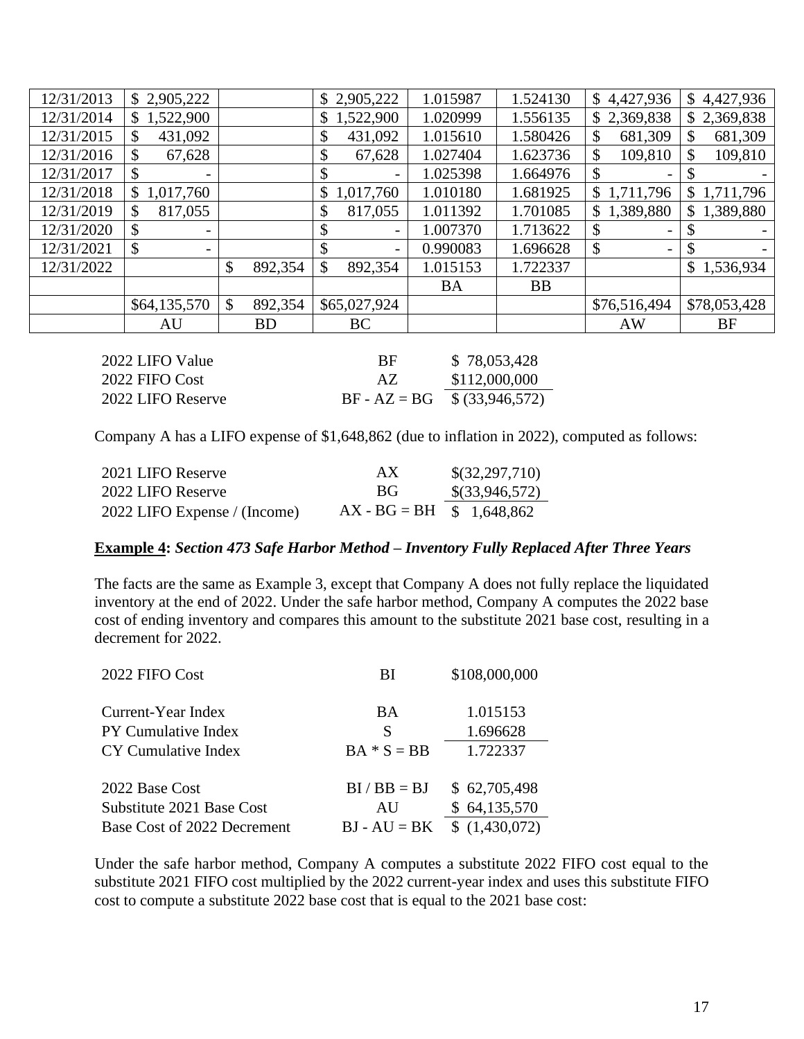| | | | | | | | |
|---|---|---|---|---|---|---|---|
| 12/31/2013 | $ 2,905,222 | | $ 2,905,222 | 1.015987 | 1.524130 | $ 4,427,936 | $ 4,427,936 |
| 12/31/2014 | $ 1,522,900 | | $ 1,522,900 | 1.020999 | 1.556135 | $ 2,369,838 | $ 2,369,838 |
| 12/31/2015 | $ 431,092 | | $ 431,092 | 1.015610 | 1.580426 | $ 681,309 | $ 681,309 |
| 12/31/2016 | $ 67,628 | | $ 67,628 | 1.027404 | 1.623736 | $ 109,810 | $ 109,810 |
| 12/31/2017 | $ - | | $ - | 1.025398 | 1.664976 | $ - | $ - |
| 12/31/2018 | $ 1,017,760 | | $ 1,017,760 | 1.010180 | 1.681925 | $ 1,711,796 | $ 1,711,796 |
| 12/31/2019 | $ 817,055 | | $ 817,055 | 1.011392 | 1.701085 | $ 1,389,880 | $ 1,389,880 |
| 12/31/2020 | $ - | | $ - | 1.007370 | 1.713622 | $ - | $ - |
| 12/31/2021 | $ - | | $ - | 0.990083 | 1.696628 | $ - | $ - |
| 12/31/2022 | | $ 892,354 | $ 892,354 | 1.015153 | 1.722337 | | $ 1,536,934 |
| | | | | BA | BB | | |
| | $64,135,570 | $ 892,354 | $65,027,924 | | | $76,516,494 | $78,053,428 |
| | AU | BD | BC | | | AW | BF |

| | | |
|---|---|---|
| 2022 LIFO Value | BF | $ 78,053,428 |
| 2022 FIFO Cost | AZ | $112,000,000 |
| 2022 LIFO Reserve | BF - AZ = BG | $ (33,946,572) |

Company A has a LIFO expense of $1,648,862 (due to inflation in 2022), computed as follows:

| | | |
|---|---|---|
| 2021 LIFO Reserve | AX | $(32,297,710) |
| 2022 LIFO Reserve | BG | $(33,946,572) |
| 2022 LIFO Expense / (Income) | AX - BG = BH | $ 1,648,862 |

**Example 4:** ***Section 473 Safe Harbor Method – Inventory Fully Replaced After Three Years***

The facts are the same as Example 3, except that Company A does not fully replace the liquidated inventory at the end of 2022. Under the safe harbor method, Company A computes the 2022 base cost of ending inventory and compares this amount to the substitute 2021 base cost, resulting in a decrement for 2022.

| | | |
|---|---|---|
| 2022 FIFO Cost | BI | $108,000,000 |
| | | |
| Current-Year Index | BA | 1.015153 |
| PY Cumulative Index | S | 1.696628 |
| CY Cumulative Index | BA * S = BB | 1.722337 |
| | | |
| 2022 Base Cost | BI / BB = BJ | $ 62,705,498 |
| Substitute 2021 Base Cost | AU | $ 64,135,570 |
| Base Cost of 2022 Decrement | BJ - AU = BK | $ (1,430,072) |

Under the safe harbor method, Company A computes a substitute 2022 FIFO cost equal to the substitute 2021 FIFO cost multiplied by the 2022 current-year index and uses this substitute FIFO cost to compute a substitute 2022 base cost that is equal to the 2021 base cost: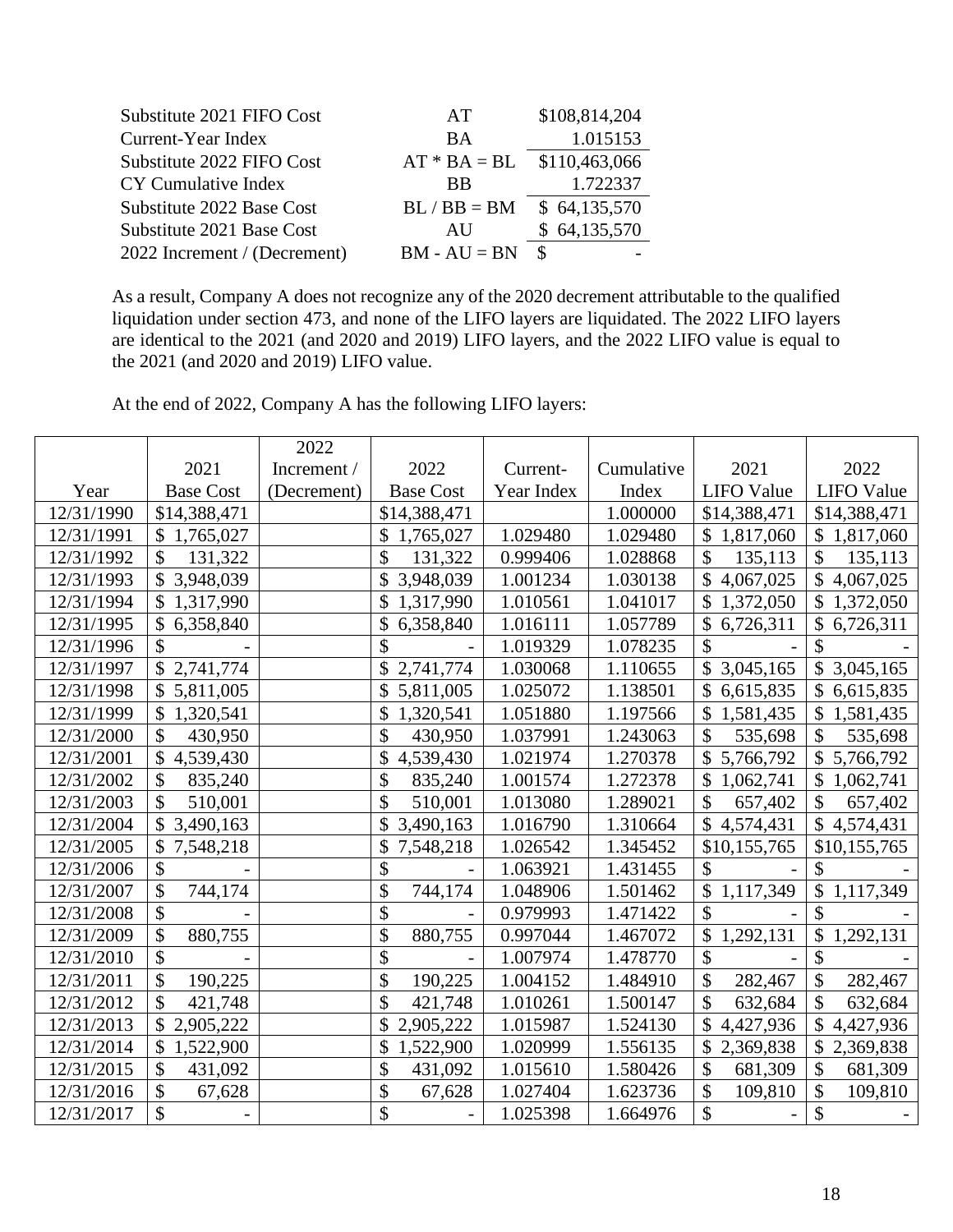| | | |
|---|---|---|
| Substitute 2021 FIFO Cost | AT | \$108,814,204 |
| Current-Year Index | BA | 1.015153 |
| Substitute 2022 FIFO Cost | AT * BA = BL | \$110,463,066 |
| CY Cumulative Index | BB | 1.722337 |
| Substitute 2022 Base Cost | BL / BB = BM | \$ 64,135,570 |
| Substitute 2021 Base Cost | AU | \$ 64,135,570 |
| 2022 Increment / (Decrement) | BM - AU = BN | \$ - |

As a result, Company A does not recognize any of the 2020 decrement attributable to the qualified liquidation under section 473, and none of the LIFO layers are liquidated. The 2022 LIFO layers are identical to the 2021 (and 2020 and 2019) LIFO layers, and the 2022 LIFO value is equal to the 2021 (and 2020 and 2019) LIFO value.

At the end of 2022, Company A has the following LIFO layers:

| Year | 2021 Base Cost | 2022 Increment / (Decrement) | 2022 Base Cost | Current-Year Index | Cumulative Index | 2021 LIFO Value | 2022 LIFO Value |
|---|---|---|---|---|---|---|---|
| 12/31/1990 | \$14,388,471 | | \$14,388,471 | | 1.000000 | \$14,388,471 | \$14,388,471 |
| 12/31/1991 | \$ 1,765,027 | | \$ 1,765,027 | 1.029480 | 1.029480 | \$ 1,817,060 | \$ 1,817,060 |
| 12/31/1992 | \$ 131,322 | | \$ 131,322 | 0.999406 | 1.028868 | \$ 135,113 | \$ 135,113 |
| 12/31/1993 | \$ 3,948,039 | | \$ 3,948,039 | 1.001234 | 1.030138 | \$ 4,067,025 | \$ 4,067,025 |
| 12/31/1994 | \$ 1,317,990 | | \$ 1,317,990 | 1.010561 | 1.041017 | \$ 1,372,050 | \$ 1,372,050 |
| 12/31/1995 | \$ 6,358,840 | | \$ 6,358,840 | 1.016111 | 1.057789 | \$ 6,726,311 | \$ 6,726,311 |
| 12/31/1996 | \$ - | | \$ - | 1.019329 | 1.078235 | \$ - | \$ - |
| 12/31/1997 | \$ 2,741,774 | | \$ 2,741,774 | 1.030068 | 1.110655 | \$ 3,045,165 | \$ 3,045,165 |
| 12/31/1998 | \$ 5,811,005 | | \$ 5,811,005 | 1.025072 | 1.138501 | \$ 6,615,835 | \$ 6,615,835 |
| 12/31/1999 | \$ 1,320,541 | | \$ 1,320,541 | 1.051880 | 1.197566 | \$ 1,581,435 | \$ 1,581,435 |
| 12/31/2000 | \$ 430,950 | | \$ 430,950 | 1.037991 | 1.243063 | \$ 535,698 | \$ 535,698 |
| 12/31/2001 | \$ 4,539,430 | | \$ 4,539,430 | 1.021974 | 1.270378 | \$ 5,766,792 | \$ 5,766,792 |
| 12/31/2002 | \$ 835,240 | | \$ 835,240 | 1.001574 | 1.272378 | \$ 1,062,741 | \$ 1,062,741 |
| 12/31/2003 | \$ 510,001 | | \$ 510,001 | 1.013080 | 1.289021 | \$ 657,402 | \$ 657,402 |
| 12/31/2004 | \$ 3,490,163 | | \$ 3,490,163 | 1.016790 | 1.310664 | \$ 4,574,431 | \$ 4,574,431 |
| 12/31/2005 | \$ 7,548,218 | | \$ 7,548,218 | 1.026542 | 1.345452 | \$10,155,765 | \$10,155,765 |
| 12/31/2006 | \$ - | | \$ - | 1.063921 | 1.431455 | \$ - | \$ - |
| 12/31/2007 | \$ 744,174 | | \$ 744,174 | 1.048906 | 1.501462 | \$ 1,117,349 | \$ 1,117,349 |
| 12/31/2008 | \$ - | | \$ - | 0.979993 | 1.471422 | \$ - | \$ - |
| 12/31/2009 | \$ 880,755 | | \$ 880,755 | 0.997044 | 1.467072 | \$ 1,292,131 | \$ 1,292,131 |
| 12/31/2010 | \$ - | | \$ - | 1.007974 | 1.478770 | \$ - | \$ - |
| 12/31/2011 | \$ 190,225 | | \$ 190,225 | 1.004152 | 1.484910 | \$ 282,467 | \$ 282,467 |
| 12/31/2012 | \$ 421,748 | | \$ 421,748 | 1.010261 | 1.500147 | \$ 632,684 | \$ 632,684 |
| 12/31/2013 | \$ 2,905,222 | | \$ 2,905,222 | 1.015987 | 1.524130 | \$ 4,427,936 | \$ 4,427,936 |
| 12/31/2014 | \$ 1,522,900 | | \$ 1,522,900 | 1.020999 | 1.556135 | \$ 2,369,838 | \$ 2,369,838 |
| 12/31/2015 | \$ 431,092 | | \$ 431,092 | 1.015610 | 1.580426 | \$ 681,309 | \$ 681,309 |
| 12/31/2016 | \$ 67,628 | | \$ 67,628 | 1.027404 | 1.623736 | \$ 109,810 | \$ 109,810 |
| 12/31/2017 | \$ - | | \$ - | 1.025398 | 1.664976 | \$ - | \$ - |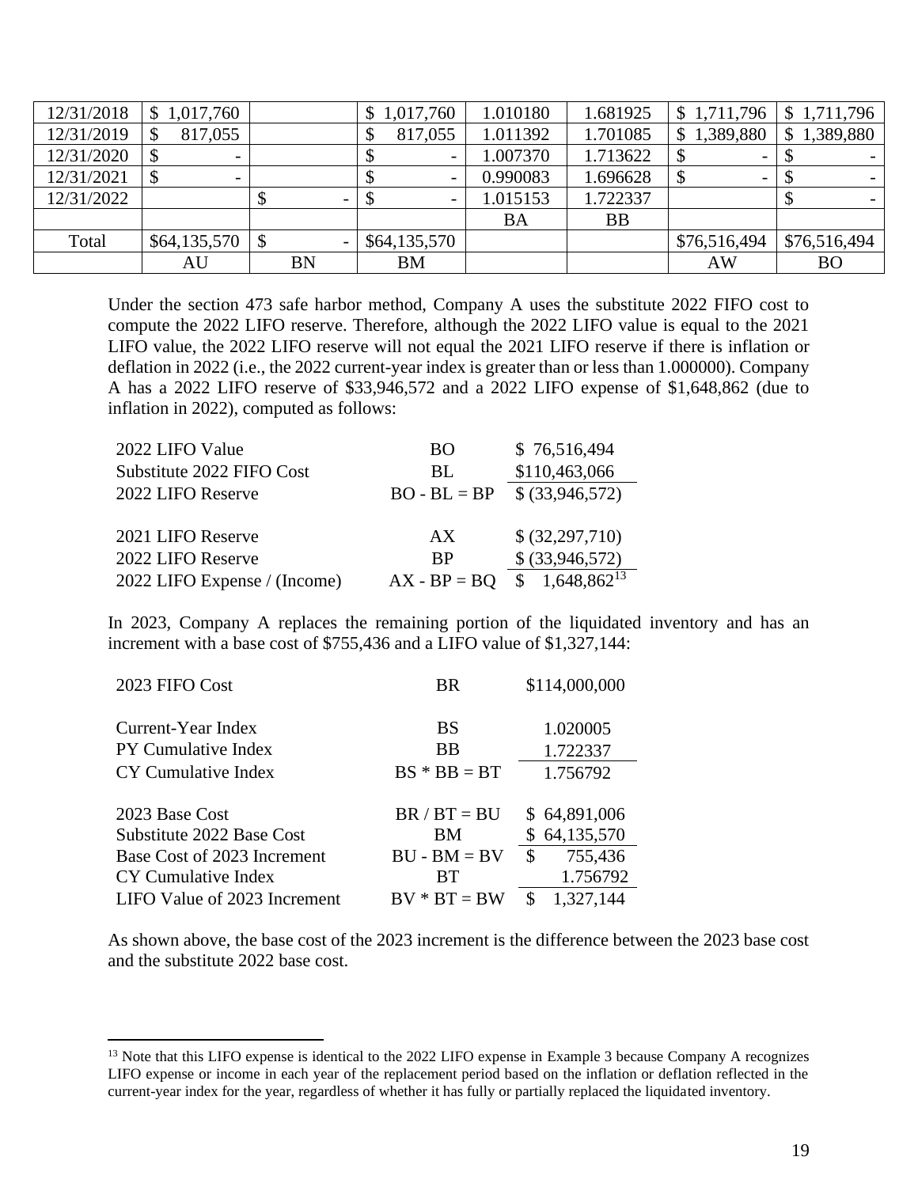| | | | | | | | |
|---|---|---|---|---|---|---|---|
| 12/31/2018 | $ 1,017,760 | | $ 1,017,760 | 1.010180 | 1.681925 | $ 1,711,796 | $ 1,711,796 |
| 12/31/2019 | $ 817,055 | | $ 817,055 | 1.011392 | 1.701085 | $ 1,389,880 | $ 1,389,880 |
| 12/31/2020 | $ - | | $ - | 1.007370 | 1.713622 | $ - | $ - |
| 12/31/2021 | $ - | | $ - | 0.990083 | 1.696628 | $ - | $ - |
| 12/31/2022 | | $ - | $ - | 1.015153 | 1.722337 | | $ - |
| | | | | BA | BB | | |
| Total | $64,135,570 | $ - | $64,135,570 | | | $76,516,494 | $76,516,494 |
| | AU | BN | BM | | | AW | BO |

Under the section 473 safe harbor method, Company A uses the substitute 2022 FIFO cost to compute the 2022 LIFO reserve. Therefore, although the 2022 LIFO value is equal to the 2021 LIFO value, the 2022 LIFO reserve will not equal the 2021 LIFO reserve if there is inflation or deflation in 2022 (i.e., the 2022 current-year index is greater than or less than 1.000000). Company A has a 2022 LIFO reserve of $33,946,572 and a 2022 LIFO expense of $1,648,862 (due to inflation in 2022), computed as follows:

| | | |
|---|---|---|
| 2022 LIFO Value | BO | $ 76,516,494 |
| Substitute 2022 FIFO Cost | BL | $110,463,066 |
| 2022 LIFO Reserve | BO - BL = BP | $ (33,946,572) |
| | | |
| 2021 LIFO Reserve | AX | $ (32,297,710) |
| 2022 LIFO Reserve | BP | $ (33,946,572) |
| 2022 LIFO Expense / (Income) | AX - BP = BQ | $ 1,648,862[13] |

In 2023, Company A replaces the remaining portion of the liquidated inventory and has an increment with a base cost of $755,436 and a LIFO value of $1,327,144:

| | | |
|---|---|---|
| 2023 FIFO Cost | BR | $114,000,000 |
| | | |
| Current-Year Index | BS | 1.020005 |
| PY Cumulative Index | BB | 1.722337 |
| CY Cumulative Index | BS * BB = BT | 1.756792 |
| | | |
| 2023 Base Cost | BR / BT = BU | $ 64,891,006 |
| Substitute 2022 Base Cost | BM | $ 64,135,570 |
| Base Cost of 2023 Increment | BU - BM = BV | $ 755,436 |
| CY Cumulative Index | BT | 1.756792 |
| LIFO Value of 2023 Increment | BV * BT = BW | $ 1,327,144 |

As shown above, the base cost of the 2023 increment is the difference between the 2023 base cost and the substitute 2022 base cost.

[13] Note that this LIFO expense is identical to the 2022 LIFO expense in Example 3 because Company A recognizes LIFO expense or income in each year of the replacement period based on the inflation or deflation reflected in the current-year index for the year, regardless of whether it has fully or partially replaced the liquidated inventory.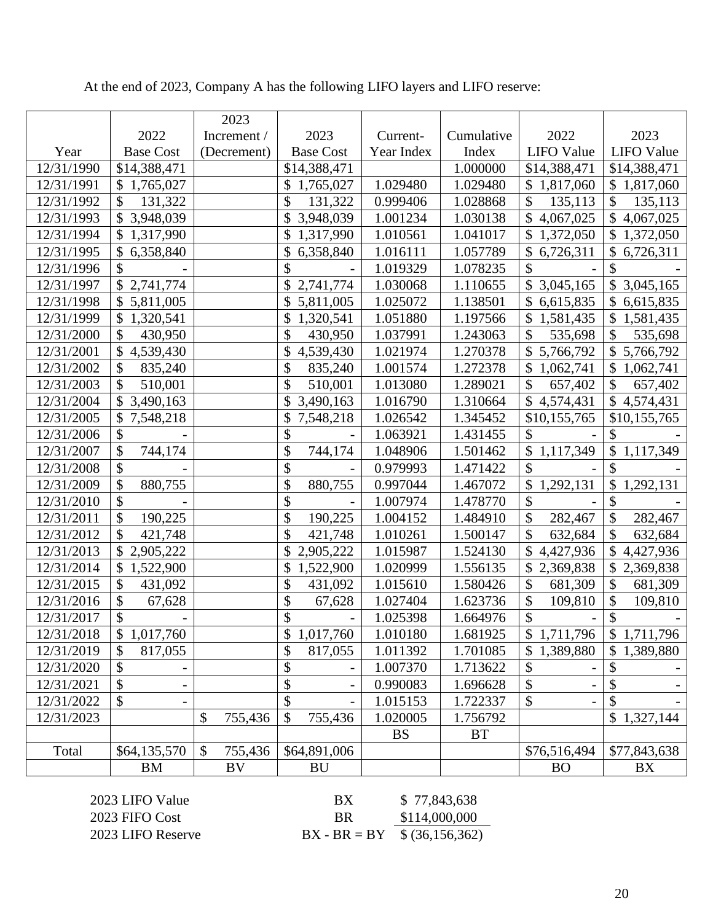At the end of 2023, Company A has the following LIFO layers and LIFO reserve:

| Year | 2022 Base Cost | 2023 Increment / (Decrement) | 2023 Base Cost | Current-Year Index | Cumulative Index | 2022 LIFO Value | 2023 LIFO Value |
|---|---|---|---|---|---|---|---|
| 12/31/1990 | $14,388,471 | | $14,388,471 | | 1.000000 | $14,388,471 | $14,388,471 |
| 12/31/1991 | $ 1,765,027 | | $ 1,765,027 | 1.029480 | 1.029480 | $ 1,817,060 | $ 1,817,060 |
| 12/31/1992 | $ 131,322 | | $ 131,322 | 0.999406 | 1.028868 | $ 135,113 | $ 135,113 |
| 12/31/1993 | $ 3,948,039 | | $ 3,948,039 | 1.001234 | 1.030138 | $ 4,067,025 | $ 4,067,025 |
| 12/31/1994 | $ 1,317,990 | | $ 1,317,990 | 1.010561 | 1.041017 | $ 1,372,050 | $ 1,372,050 |
| 12/31/1995 | $ 6,358,840 | | $ 6,358,840 | 1.016111 | 1.057789 | $ 6,726,311 | $ 6,726,311 |
| 12/31/1996 | $ - | | $ - | 1.019329 | 1.078235 | $ - | $ - |
| 12/31/1997 | $ 2,741,774 | | $ 2,741,774 | 1.030068 | 1.110655 | $ 3,045,165 | $ 3,045,165 |
| 12/31/1998 | $ 5,811,005 | | $ 5,811,005 | 1.025072 | 1.138501 | $ 6,615,835 | $ 6,615,835 |
| 12/31/1999 | $ 1,320,541 | | $ 1,320,541 | 1.051880 | 1.197566 | $ 1,581,435 | $ 1,581,435 |
| 12/31/2000 | $ 430,950 | | $ 430,950 | 1.037991 | 1.243063 | $ 535,698 | $ 535,698 |
| 12/31/2001 | $ 4,539,430 | | $ 4,539,430 | 1.021974 | 1.270378 | $ 5,766,792 | $ 5,766,792 |
| 12/31/2002 | $ 835,240 | | $ 835,240 | 1.001574 | 1.272378 | $ 1,062,741 | $ 1,062,741 |
| 12/31/2003 | $ 510,001 | | $ 510,001 | 1.013080 | 1.289021 | $ 657,402 | $ 657,402 |
| 12/31/2004 | $ 3,490,163 | | $ 3,490,163 | 1.016790 | 1.310664 | $ 4,574,431 | $ 4,574,431 |
| 12/31/2005 | $ 7,548,218 | | $ 7,548,218 | 1.026542 | 1.345452 | $10,155,765 | $10,155,765 |
| 12/31/2006 | $ - | | $ - | 1.063921 | 1.431455 | $ - | $ - |
| 12/31/2007 | $ 744,174 | | $ 744,174 | 1.048906 | 1.501462 | $ 1,117,349 | $ 1,117,349 |
| 12/31/2008 | $ - | | $ - | 0.979993 | 1.471422 | $ - | $ - |
| 12/31/2009 | $ 880,755 | | $ 880,755 | 0.997044 | 1.467072 | $ 1,292,131 | $ 1,292,131 |
| 12/31/2010 | $ - | | $ - | 1.007974 | 1.478770 | $ - | $ - |
| 12/31/2011 | $ 190,225 | | $ 190,225 | 1.004152 | 1.484910 | $ 282,467 | $ 282,467 |
| 12/31/2012 | $ 421,748 | | $ 421,748 | 1.010261 | 1.500147 | $ 632,684 | $ 632,684 |
| 12/31/2013 | $ 2,905,222 | | $ 2,905,222 | 1.015987 | 1.524130 | $ 4,427,936 | $ 4,427,936 |
| 12/31/2014 | $ 1,522,900 | | $ 1,522,900 | 1.020999 | 1.556135 | $ 2,369,838 | $ 2,369,838 |
| 12/31/2015 | $ 431,092 | | $ 431,092 | 1.015610 | 1.580426 | $ 681,309 | $ 681,309 |
| 12/31/2016 | $ 67,628 | | $ 67,628 | 1.027404 | 1.623736 | $ 109,810 | $ 109,810 |
| 12/31/2017 | $ - | | $ - | 1.025398 | 1.664976 | $ - | $ - |
| 12/31/2018 | $ 1,017,760 | | $ 1,017,760 | 1.010180 | 1.681925 | $ 1,711,796 | $ 1,711,796 |
| 12/31/2019 | $ 817,055 | | $ 817,055 | 1.011392 | 1.701085 | $ 1,389,880 | $ 1,389,880 |
| 12/31/2020 | $ - | | $ - | 1.007370 | 1.713622 | $ - | $ - |
| 12/31/2021 | $ - | | $ - | 0.990083 | 1.696628 | $ - | $ - |
| 12/31/2022 | $ - | | $ - | 1.015153 | 1.722337 | $ - | $ - |
| 12/31/2023 | | $ 755,436 | $ 755,436 | 1.020005 | 1.756792 | | $ 1,327,144 |
| | | | | BS | BT | | |
| Total | $64,135,570 | $ 755,436 | $64,891,006 | | | $76,516,494 | $77,843,638 |
| | BM | BV | BU | | | BO | BX |

| | | |
|---|---|---|
| 2023 LIFO Value | BX | $ 77,843,638 |
| 2023 FIFO Cost | BR | $114,000,000 |
| 2023 LIFO Reserve | BX - BR = BY | $ (36,156,362) |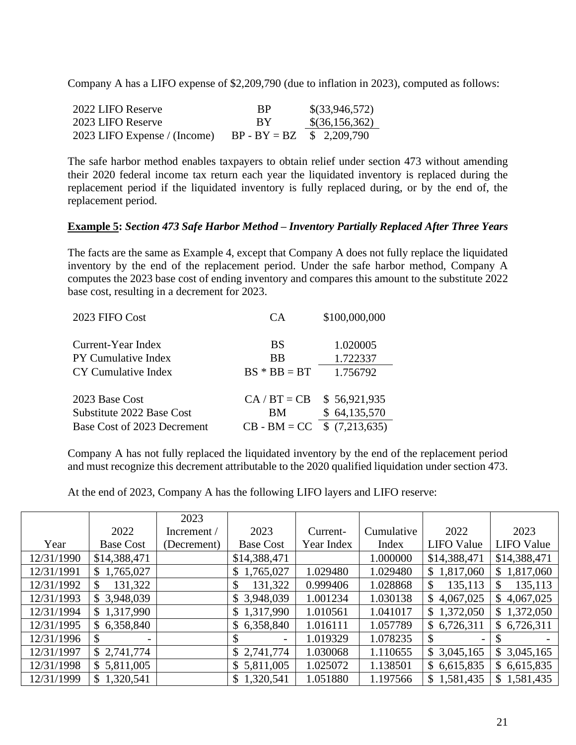Company A has a LIFO expense of $2,209,790 (due to inflation in 2023), computed as follows:

| | | |
|---|---|---|
| 2022 LIFO Reserve | BP | $(33,946,572) |
| 2023 LIFO Reserve | BY | $(36,156,362) |
| 2023 LIFO Expense / (Income) | BP - BY = BZ | $ 2,209,790 |

The safe harbor method enables taxpayers to obtain relief under section 473 without amending their 2020 federal income tax return each year the liquidated inventory is replaced during the replacement period if the liquidated inventory is fully replaced during, or by the end of, the replacement period.

**Example 5:** ***Section 473 Safe Harbor Method – Inventory Partially Replaced After Three Years***

The facts are the same as Example 4, except that Company A does not fully replace the liquidated inventory by the end of the replacement period. Under the safe harbor method, Company A computes the 2023 base cost of ending inventory and compares this amount to the substitute 2022 base cost, resulting in a decrement for 2023.

| | | |
|---|---|---|
| 2023 FIFO Cost | CA | $100,000,000 |
| | | |
| Current-Year Index | BS | 1.020005 |
| PY Cumulative Index | BB | 1.722337 |
| CY Cumulative Index | BS * BB = BT | 1.756792 |
| | | |
| 2023 Base Cost | CA / BT = CB | $ 56,921,935 |
| Substitute 2022 Base Cost | BM | $ 64,135,570 |
| Base Cost of 2023 Decrement | CB - BM = CC | $ (7,213,635) |

Company A has not fully replaced the liquidated inventory by the end of the replacement period and must recognize this decrement attributable to the 2020 qualified liquidation under section 473.

At the end of 2023, Company A has the following LIFO layers and LIFO reserve:

| Year | 2022 Base Cost | 2023 Increment / (Decrement) | 2023 Base Cost | Current-Year Index | Cumulative Index | 2022 LIFO Value | 2023 LIFO Value |
|---|---|---|---|---|---|---|---|
| 12/31/1990 | $14,388,471 | | $14,388,471 | | 1.000000 | $14,388,471 | $14,388,471 |
| 12/31/1991 | $ 1,765,027 | | $ 1,765,027 | 1.029480 | 1.029480 | $ 1,817,060 | $ 1,817,060 |
| 12/31/1992 | $ 131,322 | | $ 131,322 | 0.999406 | 1.028868 | $ 135,113 | $ 135,113 |
| 12/31/1993 | $ 3,948,039 | | $ 3,948,039 | 1.001234 | 1.030138 | $ 4,067,025 | $ 4,067,025 |
| 12/31/1994 | $ 1,317,990 | | $ 1,317,990 | 1.010561 | 1.041017 | $ 1,372,050 | $ 1,372,050 |
| 12/31/1995 | $ 6,358,840 | | $ 6,358,840 | 1.016111 | 1.057789 | $ 6,726,311 | $ 6,726,311 |
| 12/31/1996 | $ - | | $ - | 1.019329 | 1.078235 | $ - | $ - |
| 12/31/1997 | $ 2,741,774 | | $ 2,741,774 | 1.030068 | 1.110655 | $ 3,045,165 | $ 3,045,165 |
| 12/31/1998 | $ 5,811,005 | | $ 5,811,005 | 1.025072 | 1.138501 | $ 6,615,835 | $ 6,615,835 |
| 12/31/1999 | $ 1,320,541 | | $ 1,320,541 | 1.051880 | 1.197566 | $ 1,581,435 | $ 1,581,435 |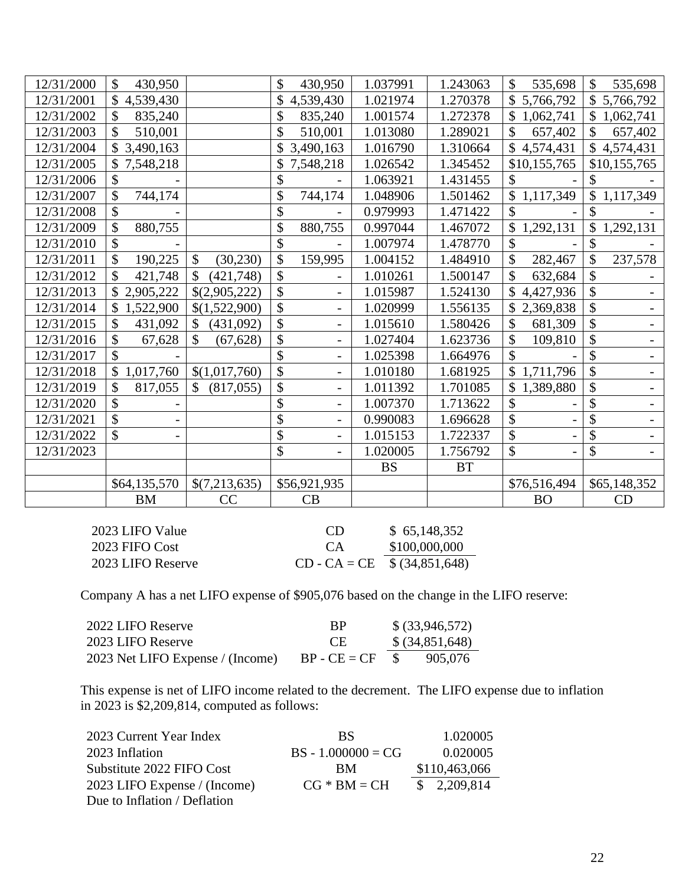| | | | | | | | |
|---|---|---|---|---|---|---|---|
| 12/31/2000 | $ 430,950 | | $ 430,950 | 1.037991 | 1.243063 | $ 535,698 | $ 535,698 |
| 12/31/2001 | $ 4,539,430 | | $ 4,539,430 | 1.021974 | 1.270378 | $ 5,766,792 | $ 5,766,792 |
| 12/31/2002 | $ 835,240 | | $ 835,240 | 1.001574 | 1.272378 | $ 1,062,741 | $ 1,062,741 |
| 12/31/2003 | $ 510,001 | | $ 510,001 | 1.013080 | 1.289021 | $ 657,402 | $ 657,402 |
| 12/31/2004 | $ 3,490,163 | | $ 3,490,163 | 1.016790 | 1.310664 | $ 4,574,431 | $ 4,574,431 |
| 12/31/2005 | $ 7,548,218 | | $ 7,548,218 | 1.026542 | 1.345452 | $10,155,765 | $10,155,765 |
| 12/31/2006 | $ - | | $ - | 1.063921 | 1.431455 | $ - | $ - |
| 12/31/2007 | $ 744,174 | | $ 744,174 | 1.048906 | 1.501462 | $ 1,117,349 | $ 1,117,349 |
| 12/31/2008 | $ - | | $ - | 0.979993 | 1.471422 | $ - | $ - |
| 12/31/2009 | $ 880,755 | | $ 880,755 | 0.997044 | 1.467072 | $ 1,292,131 | $ 1,292,131 |
| 12/31/2010 | $ - | | $ - | 1.007974 | 1.478770 | $ - | $ - |
| 12/31/2011 | $ 190,225 | $ (30,230) | $ 159,995 | 1.004152 | 1.484910 | $ 282,467 | $ 237,578 |
| 12/31/2012 | $ 421,748 | $ (421,748) | $ - | 1.010261 | 1.500147 | $ 632,684 | $ - |
| 12/31/2013 | $ 2,905,222 | $(2,905,222) | $ - | 1.015987 | 1.524130 | $ 4,427,936 | $ - |
| 12/31/2014 | $ 1,522,900 | $(1,522,900) | $ - | 1.020999 | 1.556135 | $ 2,369,838 | $ - |
| 12/31/2015 | $ 431,092 | $ (431,092) | $ - | 1.015610 | 1.580426 | $ 681,309 | $ - |
| 12/31/2016 | $ 67,628 | $ (67,628) | $ - | 1.027404 | 1.623736 | $ 109,810 | $ - |
| 12/31/2017 | $ - | | $ - | 1.025398 | 1.664976 | $ - | $ - |
| 12/31/2018 | $ 1,017,760 | $(1,017,760) | $ - | 1.010180 | 1.681925 | $ 1,711,796 | $ - |
| 12/31/2019 | $ 817,055 | $ (817,055) | $ - | 1.011392 | 1.701085 | $ 1,389,880 | $ - |
| 12/31/2020 | $ - | | $ - | 1.007370 | 1.713622 | $ - | $ - |
| 12/31/2021 | $ - | | $ - | 0.990083 | 1.696628 | $ - | $ - |
| 12/31/2022 | $ - | | $ - | 1.015153 | 1.722337 | $ - | $ - |
| 12/31/2023 | | | $ - | 1.020005 | 1.756792 | $ - | $ - |
| | | | | BS | BT | | |
| | $64,135,570 | $(7,213,635) | $56,921,935 | | | $76,516,494 | $65,148,352 |
| | BM | CC | CB | | | BO | CD |

| | | |
|---|---|---|
| 2023 LIFO Value | CD | $ 65,148,352 |
| 2023 FIFO Cost | CA | $100,000,000 |
| 2023 LIFO Reserve | CD - CA = CE | $ (34,851,648) |

Company A has a net LIFO expense of $905,076 based on the change in the LIFO reserve:

| | | |
|---|---|---|
| 2022 LIFO Reserve | BP | $ (33,946,572) |
| 2023 LIFO Reserve | CE | $ (34,851,648) |
| 2023 Net LIFO Expense / (Income) | BP - CE = CF | $ 905,076 |

This expense is net of LIFO income related to the decrement. The LIFO expense due to inflation in 2023 is $2,209,814, computed as follows:

| | | |
|---|---|---|
| 2023 Current Year Index | BS | 1.020005 |
| 2023 Inflation | BS - 1.000000 = CG | 0.020005 |
| Substitute 2022 FIFO Cost | BM | $110,463,066 |
| 2023 LIFO Expense / (Income) Due to Inflation / Deflation | CG * BM = CH | $ 2,209,814 |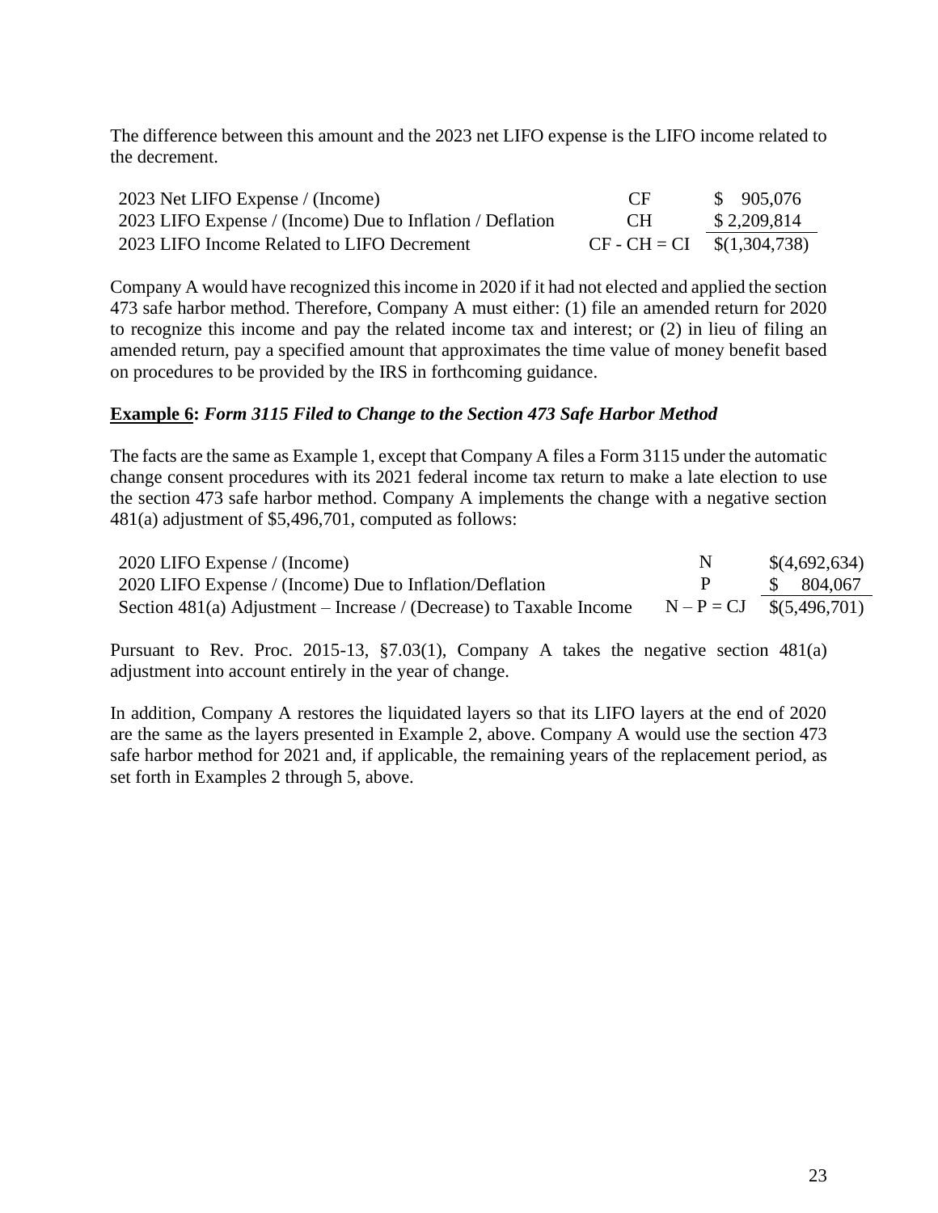The difference between this amount and the 2023 net LIFO expense is the LIFO income related to the decrement.

| | | |
|---|---|---|
| 2023 Net LIFO Expense / (Income) | CF | $ 905,076 |
| 2023 LIFO Expense / (Income) Due to Inflation / Deflation | CH | $ 2,209,814 |
| 2023 LIFO Income Related to LIFO Decrement | CF - CH = CI | $(1,304,738) |

Company A would have recognized this income in 2020 if it had not elected and applied the section 473 safe harbor method. Therefore, Company A must either: (1) file an amended return for 2020 to recognize this income and pay the related income tax and interest; or (2) in lieu of filing an amended return, pay a specified amount that approximates the time value of money benefit based on procedures to be provided by the IRS in forthcoming guidance.

**<u>Example 6</u>: *Form 3115 Filed to Change to the Section 473 Safe Harbor Method***

The facts are the same as Example 1, except that Company A files a Form 3115 under the automatic change consent procedures with its 2021 federal income tax return to make a late election to use the section 473 safe harbor method. Company A implements the change with a negative section 481(a) adjustment of $5,496,701, computed as follows:

| | | |
|---|---|---|
| 2020 LIFO Expense / (Income) | N | $(4,692,634) |
| 2020 LIFO Expense / (Income) Due to Inflation/Deflation | P | $ 804,067 |
| Section 481(a) Adjustment – Increase / (Decrease) to Taxable Income | N – P = CJ | $(5,496,701) |

Pursuant to Rev. Proc. 2015-13, §7.03(1), Company A takes the negative section 481(a) adjustment into account entirely in the year of change.

In addition, Company A restores the liquidated layers so that its LIFO layers at the end of 2020 are the same as the layers presented in Example 2, above. Company A would use the section 473 safe harbor method for 2021 and, if applicable, the remaining years of the replacement period, as set forth in Examples 2 through 5, above.